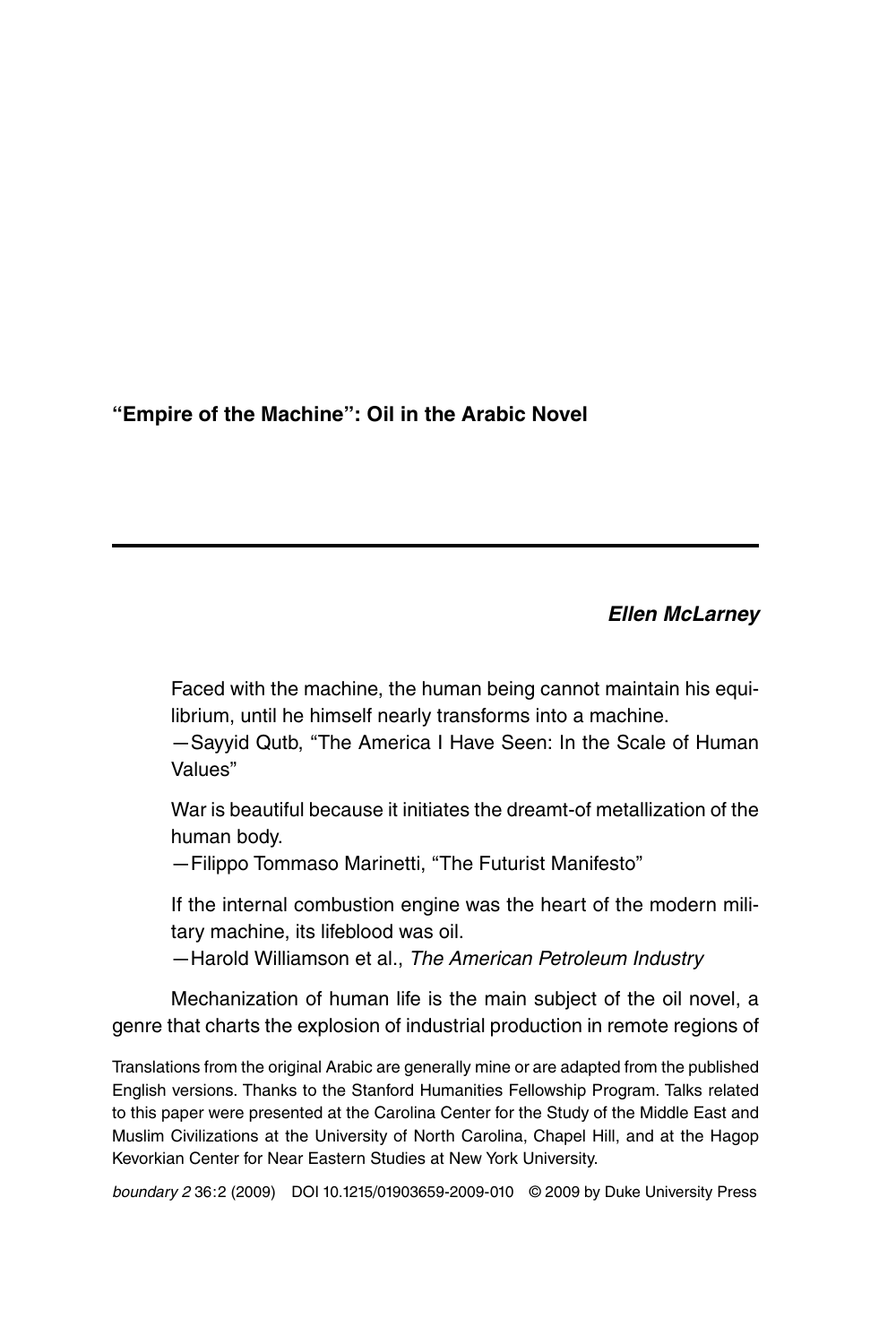# "Empire of the Machine": Oil in the Arabic Novel

***Ellen McLarney***

> Faced with the machine, the human being cannot maintain his equilibrium, until he himself nearly transforms into a machine.
>
> —Sayyid Qutb, "The America I Have Seen: In the Scale of Human Values"

> War is beautiful because it initiates the dreamt-of metallization of the human body.
>
> —Filippo Tommaso Marinetti, "The Futurist Manifesto"

> If the internal combustion engine was the heart of the modern military machine, its lifeblood was oil.
>
> —Harold Williamson et al., *The American Petroleum Industry*

Mechanization of human life is the main subject of the oil novel, a genre that charts the explosion of industrial production in remote regions of

Translations from the original Arabic are generally mine or are adapted from the published English versions. Thanks to the Stanford Humanities Fellowship Program. Talks related to this paper were presented at the Carolina Center for the Study of the Middle East and Muslim Civilizations at the University of North Carolina, Chapel Hill, and at the Hagop Kevorkian Center for Near Eastern Studies at New York University.

*boundary 2* 36:2 (2009) DOI 10.1215/01903659-2009-010 © 2009 by Duke University Press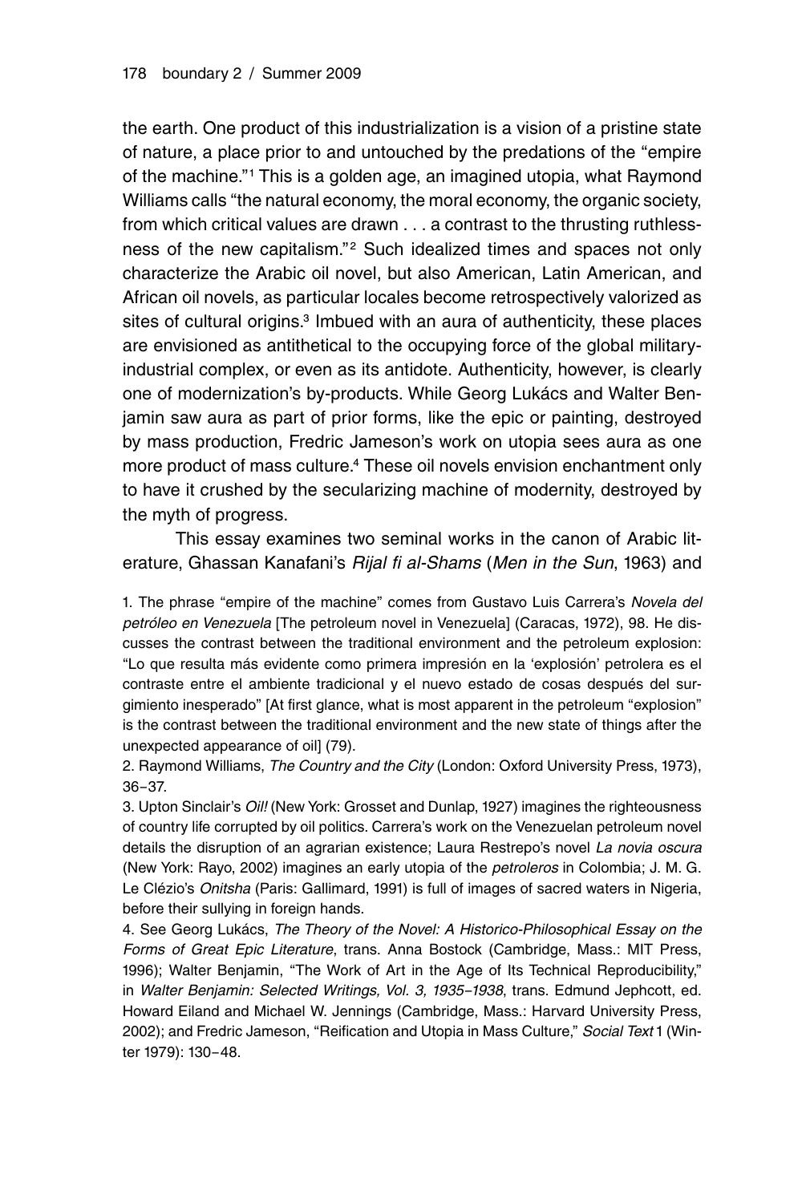the earth. One product of this industrialization is a vision of a pristine state of nature, a place prior to and untouched by the predations of the "empire of the machine."[1] This is a golden age, an imagined utopia, what Raymond Williams calls "the natural economy, the moral economy, the organic society, from which critical values are drawn . . . a contrast to the thrusting ruthlessness of the new capitalism."[2] Such idealized times and spaces not only characterize the Arabic oil novel, but also American, Latin American, and African oil novels, as particular locales become retrospectively valorized as sites of cultural origins.[3] Imbued with an aura of authenticity, these places are envisioned as antithetical to the occupying force of the global military-industrial complex, or even as its antidote. Authenticity, however, is clearly one of modernization's by-products. While Georg Lukács and Walter Benjamin saw aura as part of prior forms, like the epic or painting, destroyed by mass production, Fredric Jameson's work on utopia sees aura as one more product of mass culture.[4] These oil novels envision enchantment only to have it crushed by the secularizing machine of modernity, destroyed by the myth of progress.

This essay examines two seminal works in the canon of Arabic literature, Ghassan Kanafani's *Rijal fi al-Shams* (*Men in the Sun*, 1963) and

1. The phrase "empire of the machine" comes from Gustavo Luis Carrera's *Novela del petróleo en Venezuela* [The petroleum novel in Venezuela] (Caracas, 1972), 98. He discusses the contrast between the traditional environment and the petroleum explosion: "Lo que resulta más evidente como primera impresión en la 'explosión' petrolera es el contraste entre el ambiente tradicional y el nuevo estado de cosas después del surgimiento inesperado" [At first glance, what is most apparent in the petroleum "explosion" is the contrast between the traditional environment and the new state of things after the unexpected appearance of oil] (79).

2. Raymond Williams, *The Country and the City* (London: Oxford University Press, 1973), 36–37.

3. Upton Sinclair's *Oil!* (New York: Grosset and Dunlap, 1927) imagines the righteousness of country life corrupted by oil politics. Carrera's work on the Venezuelan petroleum novel details the disruption of an agrarian existence; Laura Restrepo's novel *La novia oscura* (New York: Rayo, 2002) imagines an early utopia of the *petroleros* in Colombia; J. M. G. Le Clézio's *Onitsha* (Paris: Gallimard, 1991) is full of images of sacred waters in Nigeria, before their sullying in foreign hands.

4. See Georg Lukács, *The Theory of the Novel: A Historico-Philosophical Essay on the Forms of Great Epic Literature*, trans. Anna Bostock (Cambridge, Mass.: MIT Press, 1996); Walter Benjamin, "The Work of Art in the Age of Its Technical Reproducibility," in *Walter Benjamin: Selected Writings, Vol. 3, 1935–1938*, trans. Edmund Jephcott, ed. Howard Eiland and Michael W. Jennings (Cambridge, Mass.: Harvard University Press, 2002); and Fredric Jameson, "Reification and Utopia in Mass Culture," *Social Text* 1 (Winter 1979): 130–48.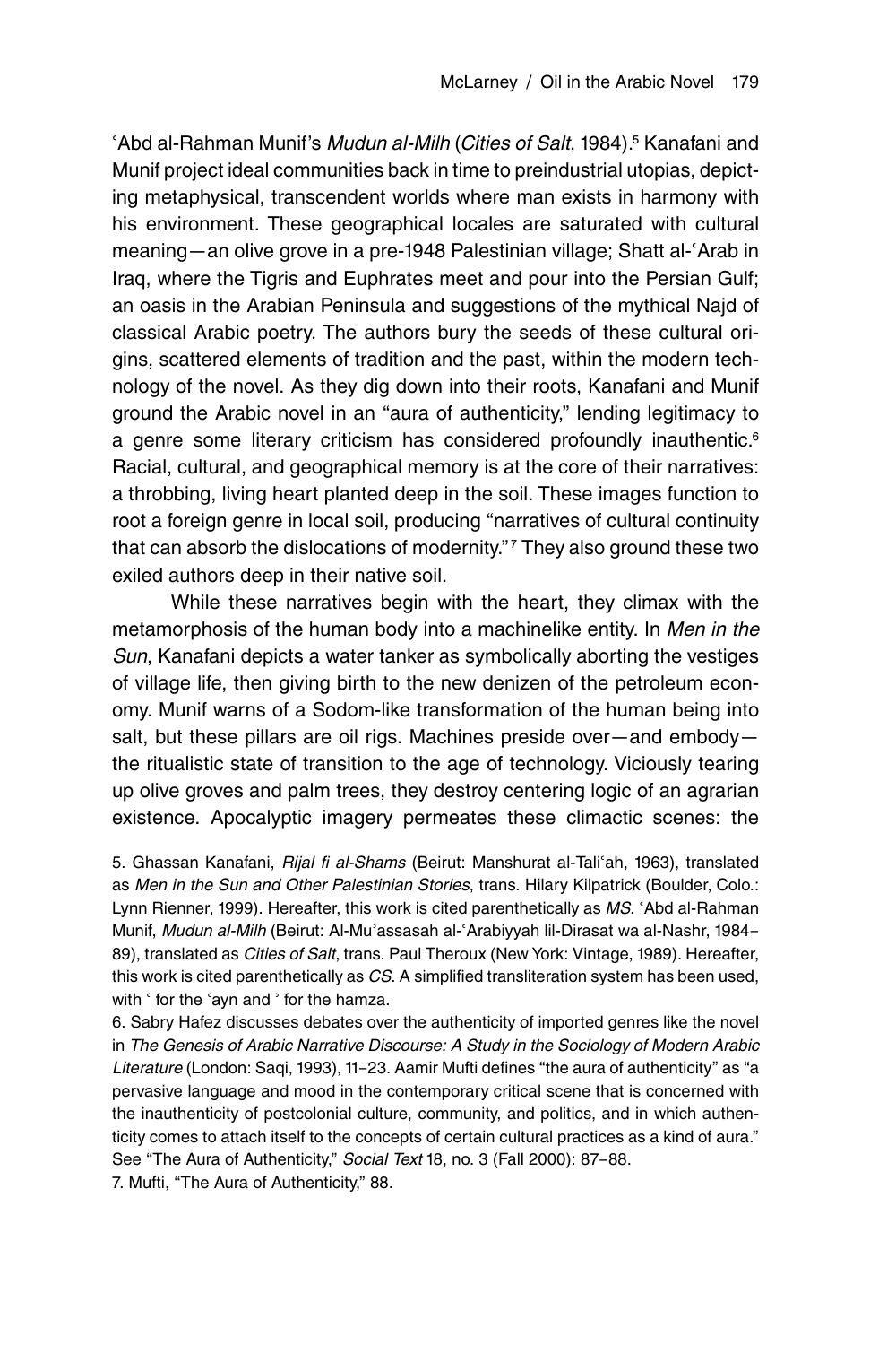ʿAbd al-Rahman Munif's *Mudun al-Milh* (*Cities of Salt*, 1984).[5] Kanafani and Munif project ideal communities back in time to preindustrial utopias, depicting metaphysical, transcendent worlds where man exists in harmony with his environment. These geographical locales are saturated with cultural meaning—an olive grove in a pre-1948 Palestinian village; Shatt al-ʿArab in Iraq, where the Tigris and Euphrates meet and pour into the Persian Gulf; an oasis in the Arabian Peninsula and suggestions of the mythical Najd of classical Arabic poetry. The authors bury the seeds of these cultural origins, scattered elements of tradition and the past, within the modern technology of the novel. As they dig down into their roots, Kanafani and Munif ground the Arabic novel in an "aura of authenticity," lending legitimacy to a genre some literary criticism has considered profoundly inauthentic.[6] Racial, cultural, and geographical memory is at the core of their narratives: a throbbing, living heart planted deep in the soil. These images function to root a foreign genre in local soil, producing "narratives of cultural continuity that can absorb the dislocations of modernity."[7] They also ground these two exiled authors deep in their native soil.

While these narratives begin with the heart, they climax with the metamorphosis of the human body into a machinelike entity. In *Men in the Sun*, Kanafani depicts a water tanker as symbolically aborting the vestiges of village life, then giving birth to the new denizen of the petroleum economy. Munif warns of a Sodom-like transformation of the human being into salt, but these pillars are oil rigs. Machines preside over—and embody—the ritualistic state of transition to the age of technology. Viciously tearing up olive groves and palm trees, they destroy centering logic of an agrarian existence. Apocalyptic imagery permeates these climactic scenes: the

5. Ghassan Kanafani, *Rijal fi al-Shams* (Beirut: Manshurat al-Taliʿah, 1963), translated as *Men in the Sun and Other Palestinian Stories*, trans. Hilary Kilpatrick (Boulder, Colo.: Lynn Rienner, 1999). Hereafter, this work is cited parenthetically as *MS*. ʿAbd al-Rahman Munif, *Mudun al-Milh* (Beirut: Al-Muʾassasah al-ʿArabiyyah lil-Dirasat wa al-Nashr, 1984–89), translated as *Cities of Salt*, trans. Paul Theroux (New York: Vintage, 1989). Hereafter, this work is cited parenthetically as *CS*. A simplified transliteration system has been used, with ʿ for the ʿayn and ʾ for the hamza.

6. Sabry Hafez discusses debates over the authenticity of imported genres like the novel in *The Genesis of Arabic Narrative Discourse: A Study in the Sociology of Modern Arabic Literature* (London: Saqi, 1993), 11–23. Aamir Mufti defines "the aura of authenticity" as "a pervasive language and mood in the contemporary critical scene that is concerned with the inauthenticity of postcolonial culture, community, and politics, and in which authenticity comes to attach itself to the concepts of certain cultural practices as a kind of aura." See "The Aura of Authenticity," *Social Text* 18, no. 3 (Fall 2000): 87–88.

7. Mufti, "The Aura of Authenticity," 88.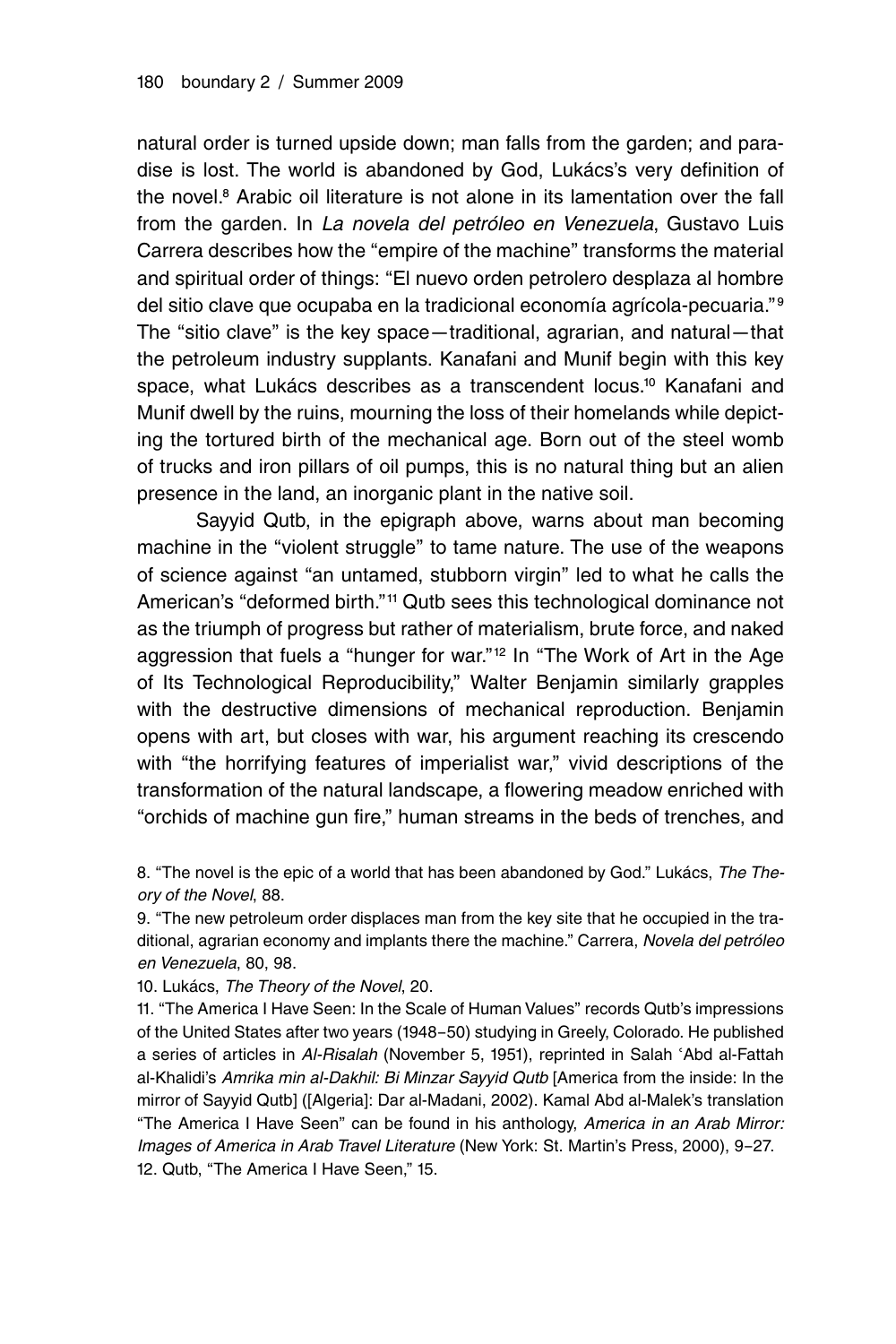natural order is turned upside down; man falls from the garden; and paradise is lost. The world is abandoned by God, Lukács's very definition of the novel.[8] Arabic oil literature is not alone in its lamentation over the fall from the garden. In *La novela del petróleo en Venezuela*, Gustavo Luis Carrera describes how the "empire of the machine" transforms the material and spiritual order of things: "El nuevo orden petrolero desplaza al hombre del sitio clave que ocupaba en la tradicional economía agrícola-pecuaria."[9] The "sitio clave" is the key space—traditional, agrarian, and natural—that the petroleum industry supplants. Kanafani and Munif begin with this key space, what Lukács describes as a transcendent locus.[10] Kanafani and Munif dwell by the ruins, mourning the loss of their homelands while depicting the tortured birth of the mechanical age. Born out of the steel womb of trucks and iron pillars of oil pumps, this is no natural thing but an alien presence in the land, an inorganic plant in the native soil.

Sayyid Qutb, in the epigraph above, warns about man becoming machine in the "violent struggle" to tame nature. The use of the weapons of science against "an untamed, stubborn virgin" led to what he calls the American's "deformed birth."[11] Qutb sees this technological dominance not as the triumph of progress but rather of materialism, brute force, and naked aggression that fuels a "hunger for war."[12] In "The Work of Art in the Age of Its Technological Reproducibility," Walter Benjamin similarly grapples with the destructive dimensions of mechanical reproduction. Benjamin opens with art, but closes with war, his argument reaching its crescendo with "the horrifying features of imperialist war," vivid descriptions of the transformation of the natural landscape, a flowering meadow enriched with "orchids of machine gun fire," human streams in the beds of trenches, and

8. "The novel is the epic of a world that has been abandoned by God." Lukács, *The Theory of the Novel*, 88.

9. "The new petroleum order displaces man from the key site that he occupied in the traditional, agrarian economy and implants there the machine." Carrera, *Novela del petróleo en Venezuela*, 80, 98.

10. Lukács, *The Theory of the Novel*, 20.

11. "The America I Have Seen: In the Scale of Human Values" records Qutb's impressions of the United States after two years (1948–50) studying in Greely, Colorado. He published a series of articles in *Al-Risalah* (November 5, 1951), reprinted in Salah ʿAbd al-Fattah al-Khalidi's *Amrika min al-Dakhil: Bi Minzar Sayyid Qutb* [America from the inside: In the mirror of Sayyid Qutb] ([Algeria]: Dar al-Madani, 2002). Kamal Abd al-Malek's translation "The America I Have Seen" can be found in his anthology, *America in an Arab Mirror: Images of America in Arab Travel Literature* (New York: St. Martin's Press, 2000), 9–27.

12. Qutb, "The America I Have Seen," 15.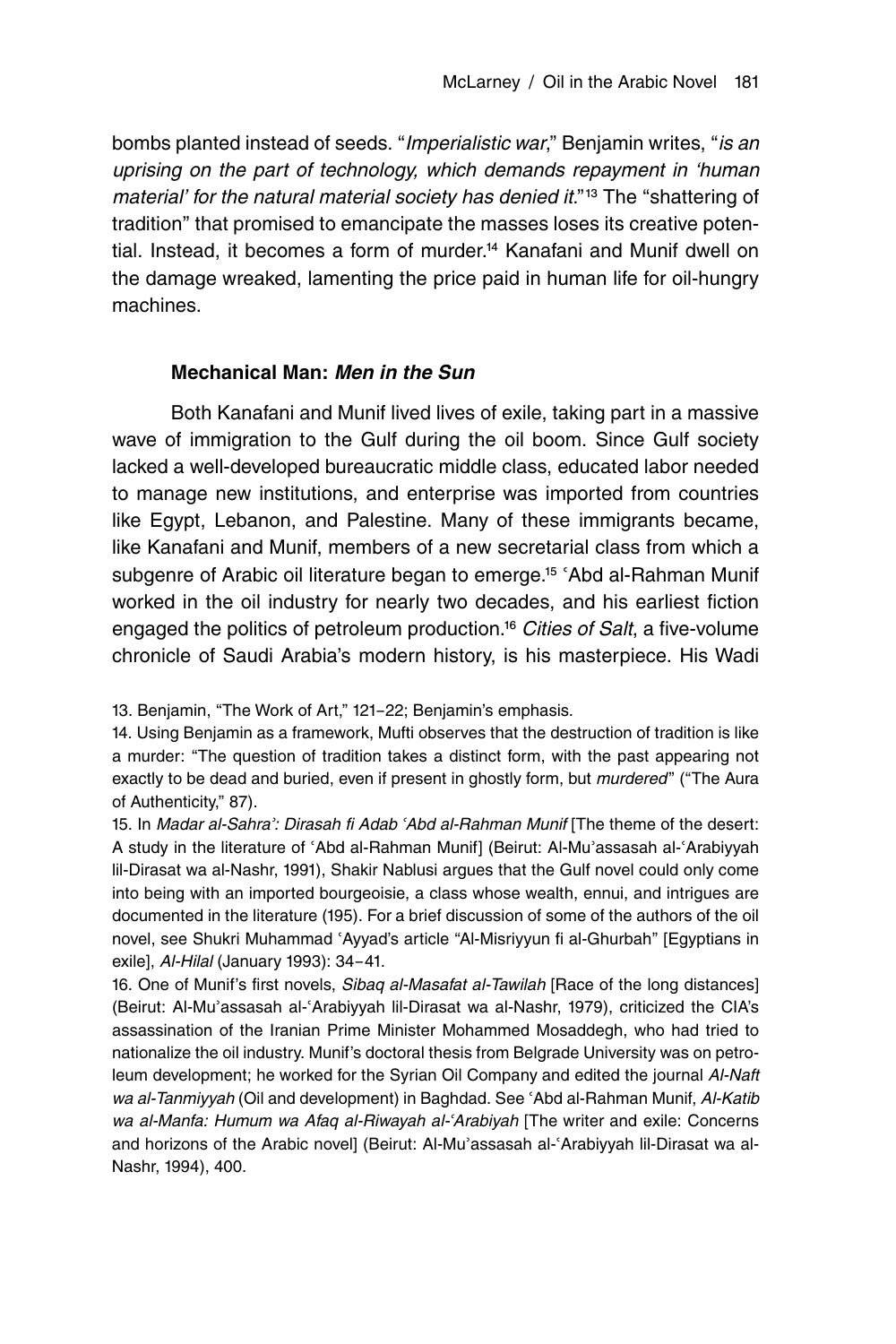bombs planted instead of seeds. "*Imperialistic war*," Benjamin writes, "*is an uprising on the part of technology, which demands repayment in 'human material' for the natural material society has denied it*."[13] The "shattering of tradition" that promised to emancipate the masses loses its creative potential. Instead, it becomes a form of murder.[14] Kanafani and Munif dwell on the damage wreaked, lamenting the price paid in human life for oil-hungry machines.

### Mechanical Man: *Men in the Sun*

Both Kanafani and Munif lived lives of exile, taking part in a massive wave of immigration to the Gulf during the oil boom. Since Gulf society lacked a well-developed bureaucratic middle class, educated labor needed to manage new institutions, and enterprise was imported from countries like Egypt, Lebanon, and Palestine. Many of these immigrants became, like Kanafani and Munif, members of a new secretarial class from which a subgenre of Arabic oil literature began to emerge.[15] ʿAbd al-Rahman Munif worked in the oil industry for nearly two decades, and his earliest fiction engaged the politics of petroleum production.[16] *Cities of Salt*, a five-volume chronicle of Saudi Arabia's modern history, is his masterpiece. His Wadi

13. Benjamin, "The Work of Art," 121–22; Benjamin's emphasis.

14. Using Benjamin as a framework, Mufti observes that the destruction of tradition is like a murder: "The question of tradition takes a distinct form, with the past appearing not exactly to be dead and buried, even if present in ghostly form, but *murdered*" ("The Aura of Authenticity," 87).

15. In *Madar al-Sahraʾ: Dirasah fi Adab ʿAbd al-Rahman Munif* [The theme of the desert: A study in the literature of ʿAbd al-Rahman Munif] (Beirut: Al-Muʾassasah al-ʿArabiyyah lil-Dirasat wa al-Nashr, 1991), Shakir Nablusi argues that the Gulf novel could only come into being with an imported bourgeoisie, a class whose wealth, ennui, and intrigues are documented in the literature (195). For a brief discussion of some of the authors of the oil novel, see Shukri Muhammad ʿAyyad's article "Al-Misriyyun fi al-Ghurbah" [Egyptians in exile], *Al-Hilal* (January 1993): 34–41.

16. One of Munif's first novels, *Sibaq al-Masafat al-Tawilah* [Race of the long distances] (Beirut: Al-Muʾassasah al-ʿArabiyyah lil-Dirasat wa al-Nashr, 1979), criticized the CIA's assassination of the Iranian Prime Minister Mohammed Mosaddegh, who had tried to nationalize the oil industry. Munif's doctoral thesis from Belgrade University was on petroleum development; he worked for the Syrian Oil Company and edited the journal *Al-Naft wa al-Tanmiyyah* (Oil and development) in Baghdad. See ʿAbd al-Rahman Munif, *Al-Katib wa al-Manfa: Humum wa Afaq al-Riwayah al-ʿArabiyah* [The writer and exile: Concerns and horizons of the Arabic novel] (Beirut: Al-Muʾassasah al-ʿArabiyyah lil-Dirasat wa al-Nashr, 1994), 400.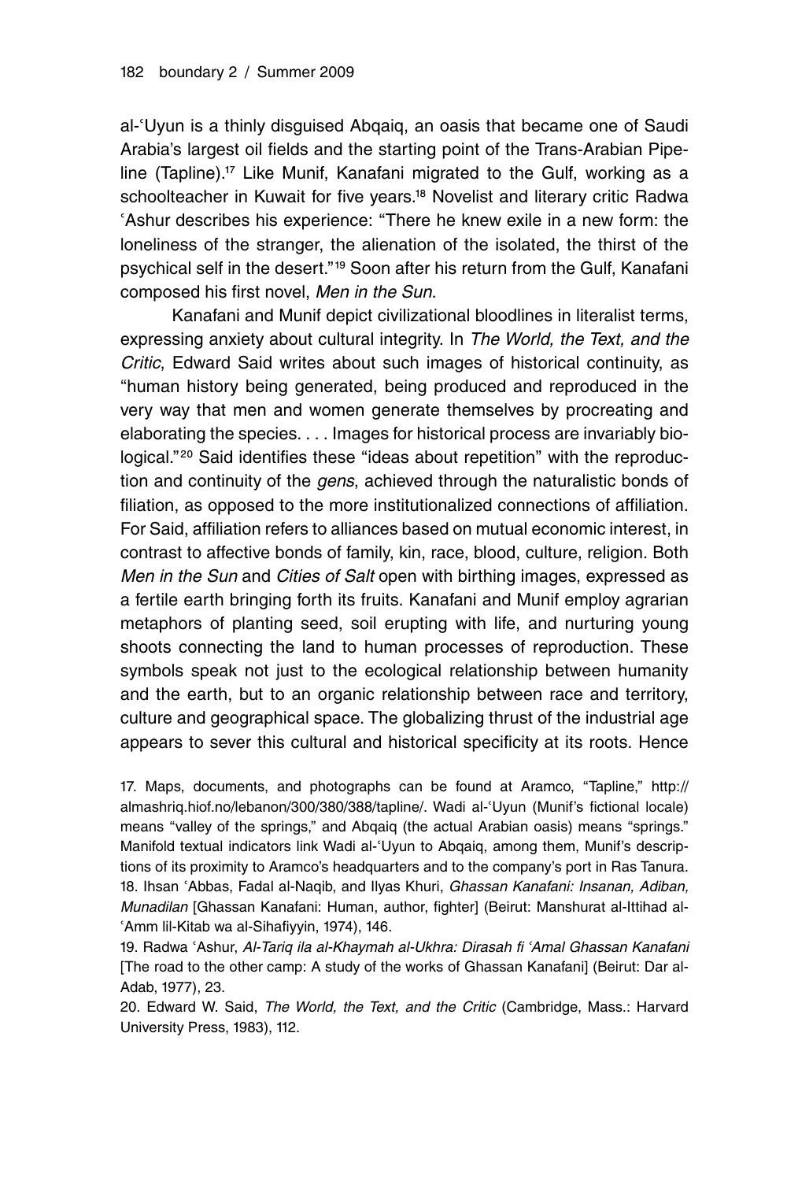al-ʿUyun is a thinly disguised Abqaiq, an oasis that became one of Saudi Arabia's largest oil fields and the starting point of the Trans-Arabian Pipeline (Tapline).[17] Like Munif, Kanafani migrated to the Gulf, working as a schoolteacher in Kuwait for five years.[18] Novelist and literary critic Radwa ʿAshur describes his experience: "There he knew exile in a new form: the loneliness of the stranger, the alienation of the isolated, the thirst of the psychical self in the desert."[19] Soon after his return from the Gulf, Kanafani composed his first novel, *Men in the Sun*.

Kanafani and Munif depict civilizational bloodlines in literalist terms, expressing anxiety about cultural integrity. In *The World, the Text, and the Critic*, Edward Said writes about such images of historical continuity, as "human history being generated, being produced and reproduced in the very way that men and women generate themselves by procreating and elaborating the species. . . . Images for historical process are invariably biological."[20] Said identifies these "ideas about repetition" with the reproduction and continuity of the *gens*, achieved through the naturalistic bonds of filiation, as opposed to the more institutionalized connections of affiliation. For Said, affiliation refers to alliances based on mutual economic interest, in contrast to affective bonds of family, kin, race, blood, culture, religion. Both *Men in the Sun* and *Cities of Salt* open with birthing images, expressed as a fertile earth bringing forth its fruits. Kanafani and Munif employ agrarian metaphors of planting seed, soil erupting with life, and nurturing young shoots connecting the land to human processes of reproduction. These symbols speak not just to the ecological relationship between humanity and the earth, but to an organic relationship between race and territory, culture and geographical space. The globalizing thrust of the industrial age appears to sever this cultural and historical specificity at its roots. Hence

17. Maps, documents, and photographs can be found at Aramco, "Tapline," http://almashriq.hiof.no/lebanon/300/380/388/tapline/. Wadi al-ʿUyun (Munif's fictional locale) means "valley of the springs," and Abqaiq (the actual Arabian oasis) means "springs." Manifold textual indicators link Wadi al-ʿUyun to Abqaiq, among them, Munif's descriptions of its proximity to Aramco's headquarters and to the company's port in Ras Tanura.

18. Ihsan ʿAbbas, Fadal al-Naqib, and Ilyas Khuri, *Ghassan Kanafani: Insanan, Adiban, Munadilan* [Ghassan Kanafani: Human, author, fighter] (Beirut: Manshurat al-Ittihad al-ʿAmm lil-Kitab wa al-Sihafiyyin, 1974), 146.

19. Radwa ʿAshur, *Al-Tariq ila al-Khaymah al-Ukhra: Dirasah fi ʿAmal Ghassan Kanafani* [The road to the other camp: A study of the works of Ghassan Kanafani] (Beirut: Dar al-Adab, 1977), 23.

20. Edward W. Said, *The World, the Text, and the Critic* (Cambridge, Mass.: Harvard University Press, 1983), 112.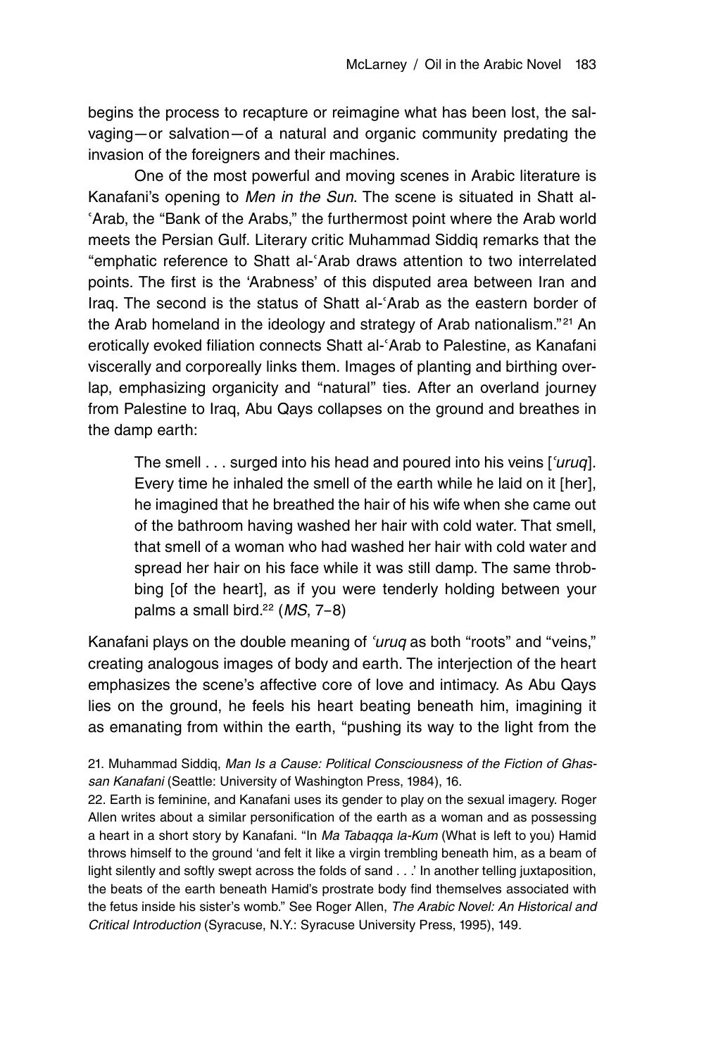begins the process to recapture or reimagine what has been lost, the salvaging—or salvation—of a natural and organic community predating the invasion of the foreigners and their machines.

One of the most powerful and moving scenes in Arabic literature is Kanafani's opening to *Men in the Sun*. The scene is situated in Shatt al-ʿArab, the "Bank of the Arabs," the furthermost point where the Arab world meets the Persian Gulf. Literary critic Muhammad Siddiq remarks that the "emphatic reference to Shatt al-ʿArab draws attention to two interrelated points. The first is the 'Arabness' of this disputed area between Iran and Iraq. The second is the status of Shatt al-ʿArab as the eastern border of the Arab homeland in the ideology and strategy of Arab nationalism."[21] An erotically evoked filiation connects Shatt al-ʿArab to Palestine, as Kanafani viscerally and corporeally links them. Images of planting and birthing overlap, emphasizing organicity and "natural" ties. After an overland journey from Palestine to Iraq, Abu Qays collapses on the ground and breathes in the damp earth:

> The smell . . . surged into his head and poured into his veins [*ʿuruq*]. Every time he inhaled the smell of the earth while he laid on it [her], he imagined that he breathed the hair of his wife when she came out of the bathroom having washed her hair with cold water. That smell, that smell of a woman who had washed her hair with cold water and spread her hair on his face while it was still damp. The same throbbing [of the heart], as if you were tenderly holding between your palms a small bird.[22] (*MS*, 7–8)

Kanafani plays on the double meaning of *ʿuruq* as both "roots" and "veins," creating analogous images of body and earth. The interjection of the heart emphasizes the scene's affective core of love and intimacy. As Abu Qays lies on the ground, he feels his heart beating beneath him, imagining it as emanating from within the earth, "pushing its way to the light from the

21. Muhammad Siddiq, *Man Is a Cause: Political Consciousness of the Fiction of Ghassan Kanafani* (Seattle: University of Washington Press, 1984), 16.

22. Earth is feminine, and Kanafani uses its gender to play on the sexual imagery. Roger Allen writes about a similar personification of the earth as a woman and as possessing a heart in a short story by Kanafani. "In *Ma Tabaqqa la-Kum* (What is left to you) Hamid throws himself to the ground 'and felt it like a virgin trembling beneath him, as a beam of light silently and softly swept across the folds of sand . . .' In another telling juxtaposition, the beats of the earth beneath Hamid's prostrate body find themselves associated with the fetus inside his sister's womb." See Roger Allen, *The Arabic Novel: An Historical and Critical Introduction* (Syracuse, N.Y.: Syracuse University Press, 1995), 149.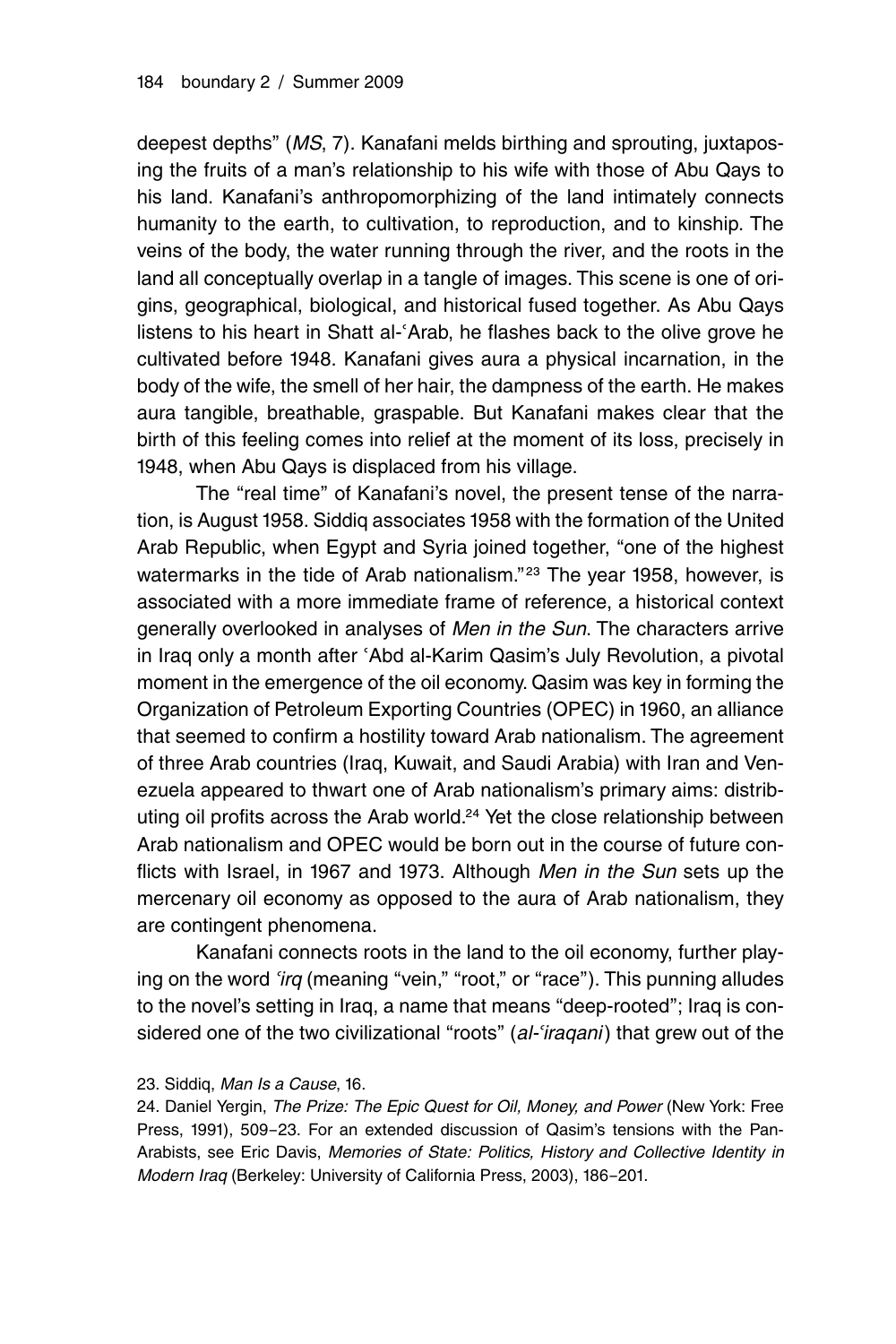deepest depths" (*MS*, 7). Kanafani melds birthing and sprouting, juxtaposing the fruits of a man's relationship to his wife with those of Abu Qays to his land. Kanafani's anthropomorphizing of the land intimately connects humanity to the earth, to cultivation, to reproduction, and to kinship. The veins of the body, the water running through the river, and the roots in the land all conceptually overlap in a tangle of images. This scene is one of origins, geographical, biological, and historical fused together. As Abu Qays listens to his heart in Shatt al-ʿArab, he flashes back to the olive grove he cultivated before 1948. Kanafani gives aura a physical incarnation, in the body of the wife, the smell of her hair, the dampness of the earth. He makes aura tangible, breathable, graspable. But Kanafani makes clear that the birth of this feeling comes into relief at the moment of its loss, precisely in 1948, when Abu Qays is displaced from his village.

The "real time" of Kanafani's novel, the present tense of the narration, is August 1958. Siddiq associates 1958 with the formation of the United Arab Republic, when Egypt and Syria joined together, "one of the highest watermarks in the tide of Arab nationalism."[23] The year 1958, however, is associated with a more immediate frame of reference, a historical context generally overlooked in analyses of *Men in the Sun*. The characters arrive in Iraq only a month after ʿAbd al-Karim Qasim's July Revolution, a pivotal moment in the emergence of the oil economy. Qasim was key in forming the Organization of Petroleum Exporting Countries (OPEC) in 1960, an alliance that seemed to confirm a hostility toward Arab nationalism. The agreement of three Arab countries (Iraq, Kuwait, and Saudi Arabia) with Iran and Venezuela appeared to thwart one of Arab nationalism's primary aims: distributing oil profits across the Arab world.[24] Yet the close relationship between Arab nationalism and OPEC would be born out in the course of future conflicts with Israel, in 1967 and 1973. Although *Men in the Sun* sets up the mercenary oil economy as opposed to the aura of Arab nationalism, they are contingent phenomena.

Kanafani connects roots in the land to the oil economy, further playing on the word *ʿirq* (meaning "vein," "root," or "race"). This punning alludes to the novel's setting in Iraq, a name that means "deep-rooted"; Iraq is considered one of the two civilizational "roots" (*al-ʿiraqani*) that grew out of the

23. Siddiq, *Man Is a Cause*, 16.

24. Daniel Yergin, *The Prize: The Epic Quest for Oil, Money, and Power* (New York: Free Press, 1991), 509–23. For an extended discussion of Qasim's tensions with the Pan-Arabists, see Eric Davis, *Memories of State: Politics, History and Collective Identity in Modern Iraq* (Berkeley: University of California Press, 2003), 186–201.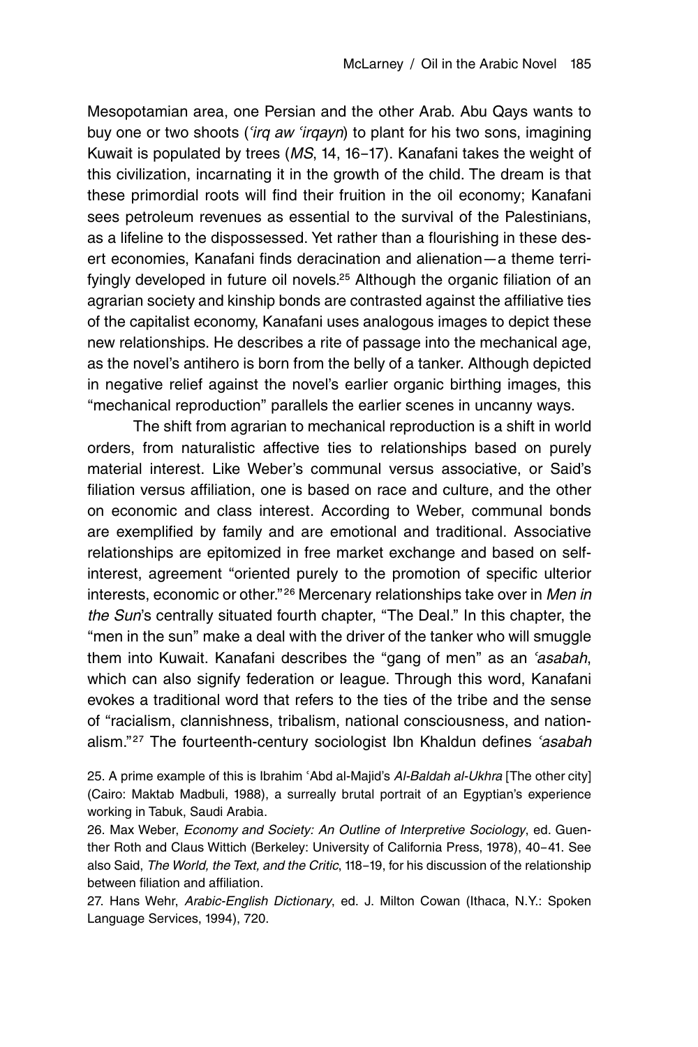Mesopotamian area, one Persian and the other Arab. Abu Qays wants to buy one or two shoots (*ʿirq aw ʿirqayn*) to plant for his two sons, imagining Kuwait is populated by trees (*MS*, 14, 16–17). Kanafani takes the weight of this civilization, incarnating it in the growth of the child. The dream is that these primordial roots will find their fruition in the oil economy; Kanafani sees petroleum revenues as essential to the survival of the Palestinians, as a lifeline to the dispossessed. Yet rather than a flourishing in these desert economies, Kanafani finds deracination and alienation—a theme terrifyingly developed in future oil novels.[25] Although the organic filiation of an agrarian society and kinship bonds are contrasted against the affiliative ties of the capitalist economy, Kanafani uses analogous images to depict these new relationships. He describes a rite of passage into the mechanical age, as the novel's antihero is born from the belly of a tanker. Although depicted in negative relief against the novel's earlier organic birthing images, this "mechanical reproduction" parallels the earlier scenes in uncanny ways.

The shift from agrarian to mechanical reproduction is a shift in world orders, from naturalistic affective ties to relationships based on purely material interest. Like Weber's communal versus associative, or Said's filiation versus affiliation, one is based on race and culture, and the other on economic and class interest. According to Weber, communal bonds are exemplified by family and are emotional and traditional. Associative relationships are epitomized in free market exchange and based on self-interest, agreement "oriented purely to the promotion of specific ulterior interests, economic or other."[26] Mercenary relationships take over in *Men in the Sun*'s centrally situated fourth chapter, "The Deal." In this chapter, the "men in the sun" make a deal with the driver of the tanker who will smuggle them into Kuwait. Kanafani describes the "gang of men" as an *ʿasabah*, which can also signify federation or league. Through this word, Kanafani evokes a traditional word that refers to the ties of the tribe and the sense of "racialism, clannishness, tribalism, national consciousness, and nationalism."[27] The fourteenth-century sociologist Ibn Khaldun defines *ʿasabah*

25. A prime example of this is Ibrahim ʿAbd al-Majid's *Al-Baldah al-Ukhra* [The other city] (Cairo: Maktab Madbuli, 1988), a surreally brutal portrait of an Egyptian's experience working in Tabuk, Saudi Arabia.

26. Max Weber, *Economy and Society: An Outline of Interpretive Sociology*, ed. Guenther Roth and Claus Wittich (Berkeley: University of California Press, 1978), 40–41. See also Said, *The World, the Text, and the Critic*, 118–19, for his discussion of the relationship between filiation and affiliation.

27. Hans Wehr, *Arabic-English Dictionary*, ed. J. Milton Cowan (Ithaca, N.Y.: Spoken Language Services, 1994), 720.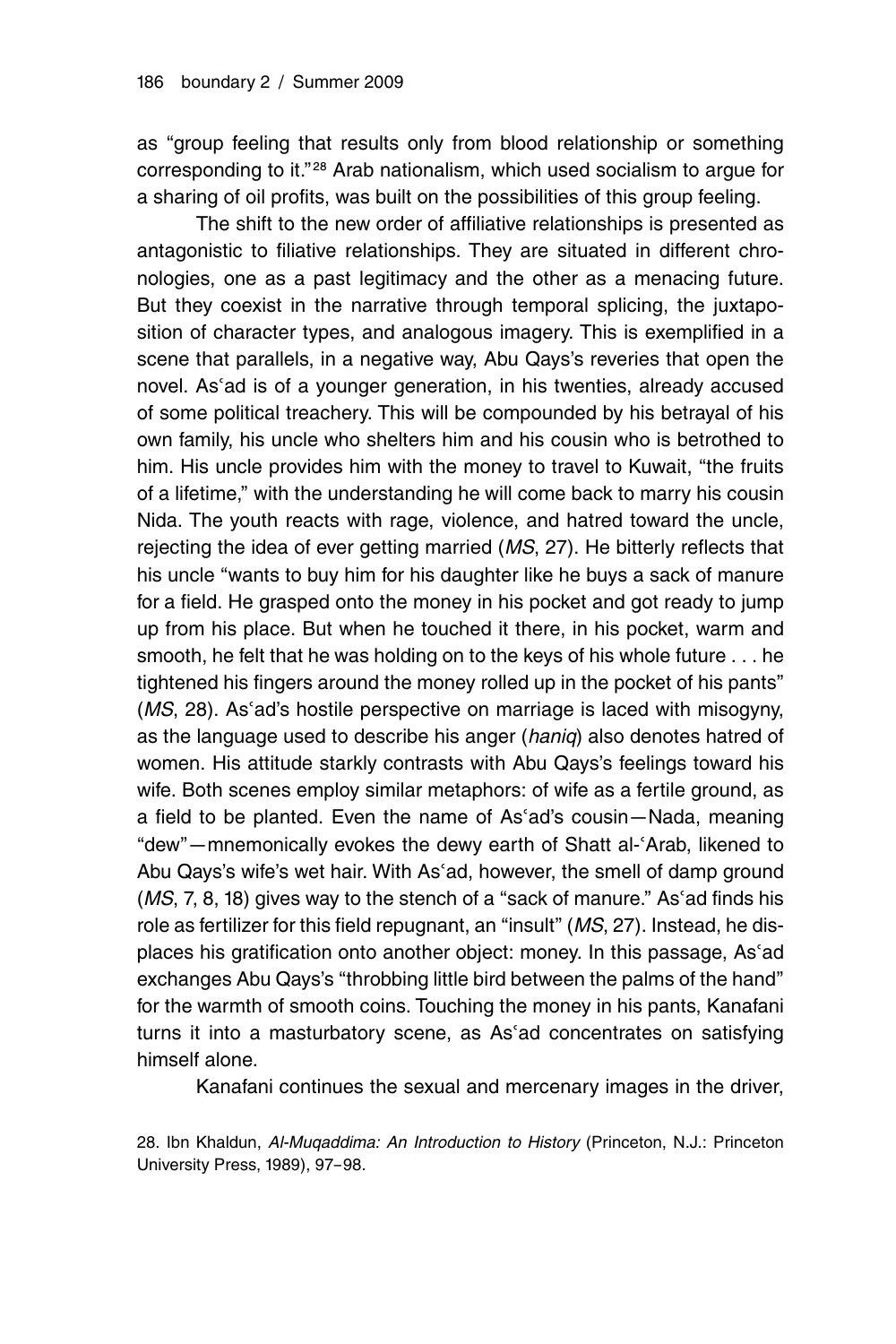as "group feeling that results only from blood relationship or something corresponding to it."[28] Arab nationalism, which used socialism to argue for a sharing of oil profits, was built on the possibilities of this group feeling.

The shift to the new order of affiliative relationships is presented as antagonistic to filiative relationships. They are situated in different chronologies, one as a past legitimacy and the other as a menacing future. But they coexist in the narrative through temporal splicing, the juxtaposition of character types, and analogous imagery. This is exemplified in a scene that parallels, in a negative way, Abu Qays's reveries that open the novel. Asʿad is of a younger generation, in his twenties, already accused of some political treachery. This will be compounded by his betrayal of his own family, his uncle who shelters him and his cousin who is betrothed to him. His uncle provides him with the money to travel to Kuwait, "the fruits of a lifetime," with the understanding he will come back to marry his cousin Nida. The youth reacts with rage, violence, and hatred toward the uncle, rejecting the idea of ever getting married (*MS*, 27). He bitterly reflects that his uncle "wants to buy him for his daughter like he buys a sack of manure for a field. He grasped onto the money in his pocket and got ready to jump up from his place. But when he touched it there, in his pocket, warm and smooth, he felt that he was holding on to the keys of his whole future . . . he tightened his fingers around the money rolled up in the pocket of his pants" (*MS*, 28). Asʿad's hostile perspective on marriage is laced with misogyny, as the language used to describe his anger (*haniq*) also denotes hatred of women. His attitude starkly contrasts with Abu Qays's feelings toward his wife. Both scenes employ similar metaphors: of wife as a fertile ground, as a field to be planted. Even the name of Asʿad's cousin—Nada, meaning "dew"—mnemonically evokes the dewy earth of Shatt al-ʿArab, likened to Abu Qays's wife's wet hair. With Asʿad, however, the smell of damp ground (*MS*, 7, 8, 18) gives way to the stench of a "sack of manure." Asʿad finds his role as fertilizer for this field repugnant, an "insult" (*MS*, 27). Instead, he displaces his gratification onto another object: money. In this passage, Asʿad exchanges Abu Qays's "throbbing little bird between the palms of the hand" for the warmth of smooth coins. Touching the money in his pants, Kanafani turns it into a masturbatory scene, as Asʿad concentrates on satisfying himself alone.

Kanafani continues the sexual and mercenary images in the driver,

28. Ibn Khaldun, *Al-Muqaddima: An Introduction to History* (Princeton, N.J.: Princeton University Press, 1989), 97–98.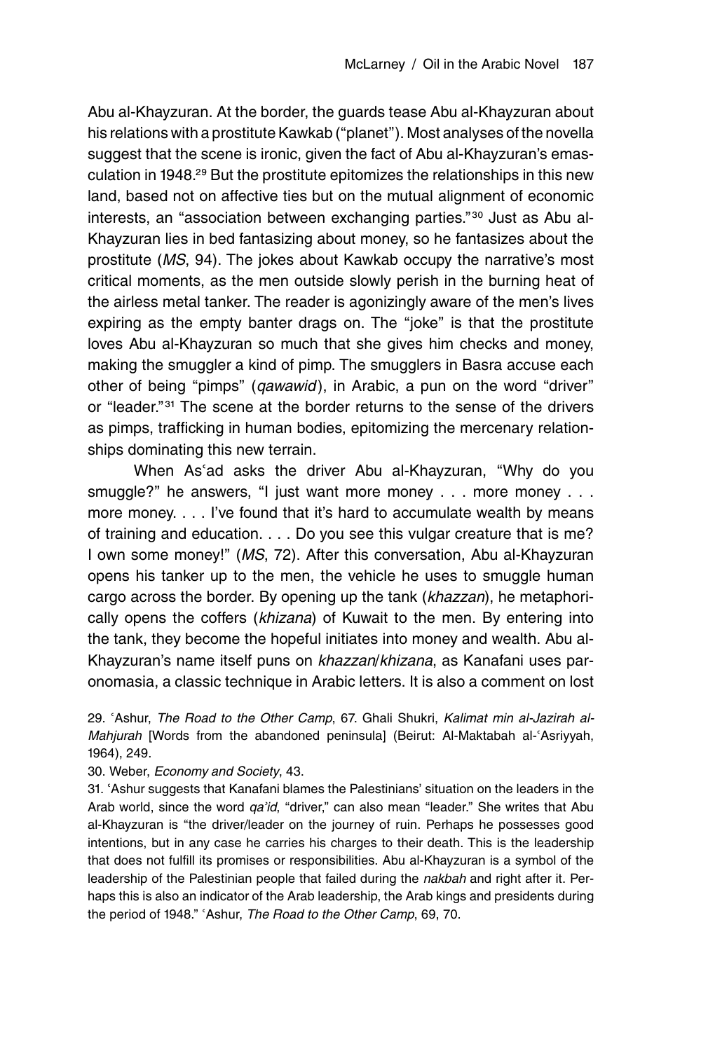Abu al-Khayzuran. At the border, the guards tease Abu al-Khayzuran about his relations with a prostitute Kawkab ("planet"). Most analyses of the novella suggest that the scene is ironic, given the fact of Abu al-Khayzuran's emasculation in 1948.[29] But the prostitute epitomizes the relationships in this new land, based not on affective ties but on the mutual alignment of economic interests, an "association between exchanging parties."[30] Just as Abu al-Khayzuran lies in bed fantasizing about money, so he fantasizes about the prostitute (*MS*, 94). The jokes about Kawkab occupy the narrative's most critical moments, as the men outside slowly perish in the burning heat of the airless metal tanker. The reader is agonizingly aware of the men's lives expiring as the empty banter drags on. The "joke" is that the prostitute loves Abu al-Khayzuran so much that she gives him checks and money, making the smuggler a kind of pimp. The smugglers in Basra accuse each other of being "pimps" (*qawawid*), in Arabic, a pun on the word "driver" or "leader."[31] The scene at the border returns to the sense of the drivers as pimps, trafficking in human bodies, epitomizing the mercenary relationships dominating this new terrain.

When Asʿad asks the driver Abu al-Khayzuran, "Why do you smuggle?" he answers, "I just want more money . . . more money . . . more money. . . . I've found that it's hard to accumulate wealth by means of training and education. . . . Do you see this vulgar creature that is me? I own some money!" (*MS*, 72). After this conversation, Abu al-Khayzuran opens his tanker up to the men, the vehicle he uses to smuggle human cargo across the border. By opening up the tank (*khazzan*), he metaphorically opens the coffers (*khizana*) of Kuwait to the men. By entering into the tank, they become the hopeful initiates into money and wealth. Abu al-Khayzuran's name itself puns on *khazzan*/*khizana*, as Kanafani uses paronomasia, a classic technique in Arabic letters. It is also a comment on lost

29. ʿAshur, *The Road to the Other Camp*, 67. Ghali Shukri, *Kalimat min al-Jazirah al-Mahjurah* [Words from the abandoned peninsula] (Beirut: Al-Maktabah al-ʿAsriyyah, 1964), 249.

30. Weber, *Economy and Society*, 43.

31. ʿAshur suggests that Kanafani blames the Palestinians' situation on the leaders in the Arab world, since the word *qaʾid*, "driver," can also mean "leader." She writes that Abu al-Khayzuran is "the driver/leader on the journey of ruin. Perhaps he possesses good intentions, but in any case he carries his charges to their death. This is the leadership that does not fulfill its promises or responsibilities. Abu al-Khayzuran is a symbol of the leadership of the Palestinian people that failed during the *nakbah* and right after it. Perhaps this is also an indicator of the Arab leadership, the Arab kings and presidents during the period of 1948." ʿAshur, *The Road to the Other Camp*, 69, 70.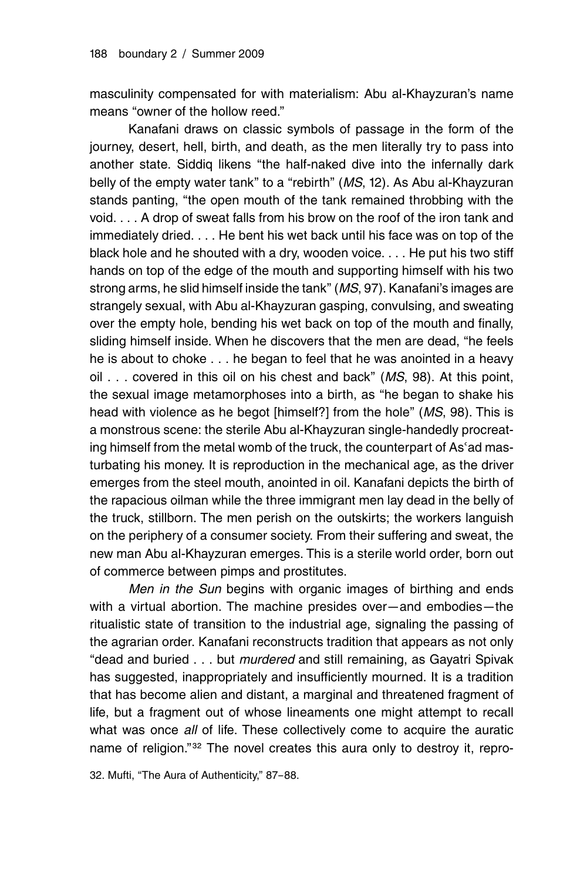masculinity compensated for with materialism: Abu al-Khayzuran's name means "owner of the hollow reed."

Kanafani draws on classic symbols of passage in the form of the journey, desert, hell, birth, and death, as the men literally try to pass into another state. Siddiq likens "the half-naked dive into the infernally dark belly of the empty water tank" to a "rebirth" (*MS*, 12). As Abu al-Khayzuran stands panting, "the open mouth of the tank remained throbbing with the void. . . . A drop of sweat falls from his brow on the roof of the iron tank and immediately dried. . . . He bent his wet back until his face was on top of the black hole and he shouted with a dry, wooden voice. . . . He put his two stiff hands on top of the edge of the mouth and supporting himself with his two strong arms, he slid himself inside the tank" (*MS*, 97). Kanafani's images are strangely sexual, with Abu al-Khayzuran gasping, convulsing, and sweating over the empty hole, bending his wet back on top of the mouth and finally, sliding himself inside. When he discovers that the men are dead, "he feels he is about to choke . . . he began to feel that he was anointed in a heavy oil . . . covered in this oil on his chest and back" (*MS*, 98). At this point, the sexual image metamorphoses into a birth, as "he began to shake his head with violence as he begot [himself?] from the hole" (*MS*, 98). This is a monstrous scene: the sterile Abu al-Khayzuran single-handedly procreating himself from the metal womb of the truck, the counterpart of As'ad masturbating his money. It is reproduction in the mechanical age, as the driver emerges from the steel mouth, anointed in oil. Kanafani depicts the birth of the rapacious oilman while the three immigrant men lay dead in the belly of the truck, stillborn. The men perish on the outskirts; the workers languish on the periphery of a consumer society. From their suffering and sweat, the new man Abu al-Khayzuran emerges. This is a sterile world order, born out of commerce between pimps and prostitutes.

*Men in the Sun* begins with organic images of birthing and ends with a virtual abortion. The machine presides over—and embodies—the ritualistic state of transition to the industrial age, signaling the passing of the agrarian order. Kanafani reconstructs tradition that appears as not only "dead and buried . . . but *murdered* and still remaining, as Gayatri Spivak has suggested, inappropriately and insufficiently mourned. It is a tradition that has become alien and distant, a marginal and threatened fragment of life, but a fragment out of whose lineaments one might attempt to recall what was once *all* of life. These collectively come to acquire the auratic name of religion."[32] The novel creates this aura only to destroy it, repro-

32. Mufti, "The Aura of Authenticity," 87–88.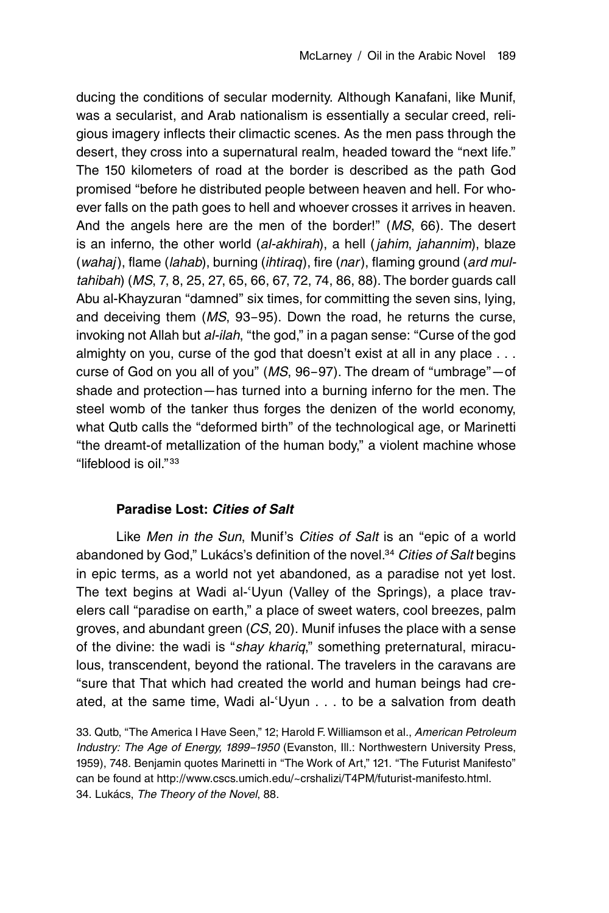ducing the conditions of secular modernity. Although Kanafani, like Munif, was a secularist, and Arab nationalism is essentially a secular creed, religious imagery inflects their climactic scenes. As the men pass through the desert, they cross into a supernatural realm, headed toward the "next life." The 150 kilometers of road at the border is described as the path God promised "before he distributed people between heaven and hell. For whoever falls on the path goes to hell and whoever crosses it arrives in heaven. And the angels here are the men of the border!" (*MS*, 66). The desert is an inferno, the other world (*al-akhirah*), a hell (*jahim*, *jahannim*), blaze (*wahaj*), flame (*lahab*), burning (*ihtiraq*), fire (*nar*), flaming ground (*ard multahibah*) (*MS*, 7, 8, 25, 27, 65, 66, 67, 72, 74, 86, 88). The border guards call Abu al-Khayzuran "damned" six times, for committing the seven sins, lying, and deceiving them (*MS*, 93–95). Down the road, he returns the curse, invoking not Allah but *al-ilah*, "the god," in a pagan sense: "Curse of the god almighty on you, curse of the god that doesn't exist at all in any place . . . curse of God on you all of you" (*MS*, 96–97). The dream of "umbrage"—of shade and protection—has turned into a burning inferno for the men. The steel womb of the tanker thus forges the denizen of the world economy, what Qutb calls the "deformed birth" of the technological age, or Marinetti "the dreamt-of metallization of the human body," a violent machine whose "lifeblood is oil."[33]

### Paradise Lost: *Cities of Salt*

Like *Men in the Sun*, Munif's *Cities of Salt* is an "epic of a world abandoned by God," Lukács's definition of the novel.[34] *Cities of Salt* begins in epic terms, as a world not yet abandoned, as a paradise not yet lost. The text begins at Wadi al-ʿUyun (Valley of the Springs), a place travelers call "paradise on earth," a place of sweet waters, cool breezes, palm groves, and abundant green (*CS*, 20). Munif infuses the place with a sense of the divine: the wadi is "*shay khariq*," something preternatural, miraculous, transcendent, beyond the rational. The travelers in the caravans are "sure that That which had created the world and human beings had created, at the same time, Wadi al-ʿUyun . . . to be a salvation from death

33. Qutb, "The America I Have Seen," 12; Harold F. Williamson et al., *American Petroleum Industry: The Age of Energy, 1899–1950* (Evanston, Ill.: Northwestern University Press, 1959), 748. Benjamin quotes Marinetti in "The Work of Art," 121. "The Futurist Manifesto" can be found at http://www.cscs.umich.edu/~crshalizi/T4PM/futurist-manifesto.html.

34. Lukács, *The Theory of the Novel*, 88.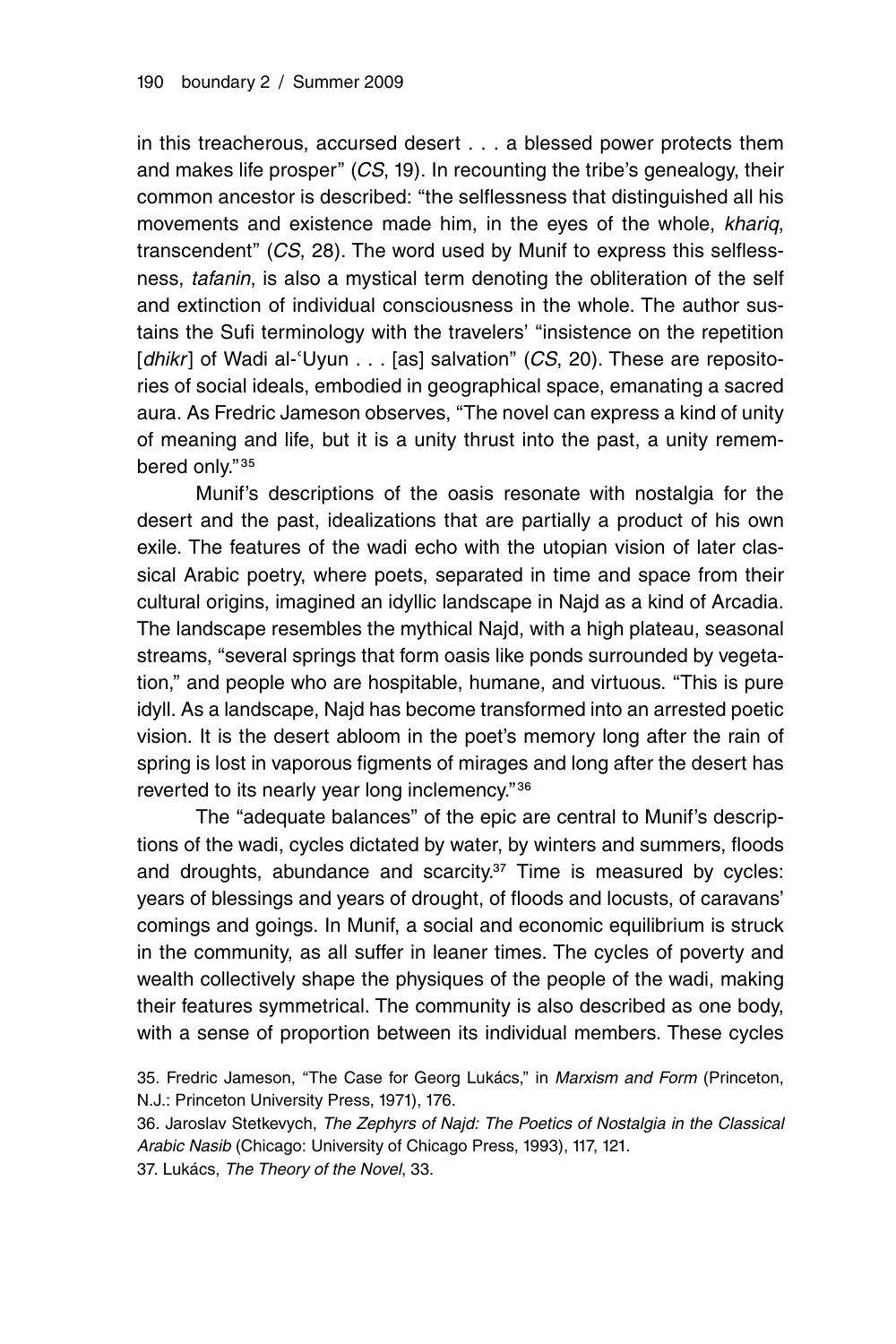in this treacherous, accursed desert . . . a blessed power protects them and makes life prosper" (*CS*, 19). In recounting the tribe's genealogy, their common ancestor is described: "the selflessness that distinguished all his movements and existence made him, in the eyes of the whole, *khariq*, transcendent" (*CS*, 28). The word used by Munif to express this selflessness, *tafanin*, is also a mystical term denoting the obliteration of the self and extinction of individual consciousness in the whole. The author sustains the Sufi terminology with the travelers' "insistence on the repetition [*dhikr*] of Wadi al-ʿUyun . . . [as] salvation" (*CS*, 20). These are repositories of social ideals, embodied in geographical space, emanating a sacred aura. As Fredric Jameson observes, "The novel can express a kind of unity of meaning and life, but it is a unity thrust into the past, a unity remembered only."[35]

Munif's descriptions of the oasis resonate with nostalgia for the desert and the past, idealizations that are partially a product of his own exile. The features of the wadi echo with the utopian vision of later classical Arabic poetry, where poets, separated in time and space from their cultural origins, imagined an idyllic landscape in Najd as a kind of Arcadia. The landscape resembles the mythical Najd, with a high plateau, seasonal streams, "several springs that form oasis like ponds surrounded by vegetation," and people who are hospitable, humane, and virtuous. "This is pure idyll. As a landscape, Najd has become transformed into an arrested poetic vision. It is the desert abloom in the poet's memory long after the rain of spring is lost in vaporous figments of mirages and long after the desert has reverted to its nearly year long inclemency."[36]

The "adequate balances" of the epic are central to Munif's descriptions of the wadi, cycles dictated by water, by winters and summers, floods and droughts, abundance and scarcity.[37] Time is measured by cycles: years of blessings and years of drought, of floods and locusts, of caravans' comings and goings. In Munif, a social and economic equilibrium is struck in the community, as all suffer in leaner times. The cycles of poverty and wealth collectively shape the physiques of the people of the wadi, making their features symmetrical. The community is also described as one body, with a sense of proportion between its individual members. These cycles

35. Fredric Jameson, "The Case for Georg Lukács," in *Marxism and Form* (Princeton, N.J.: Princeton University Press, 1971), 176.

36. Jaroslav Stetkevych, *The Zephyrs of Najd: The Poetics of Nostalgia in the Classical Arabic Nasib* (Chicago: University of Chicago Press, 1993), 117, 121.

37. Lukács, *The Theory of the Novel*, 33.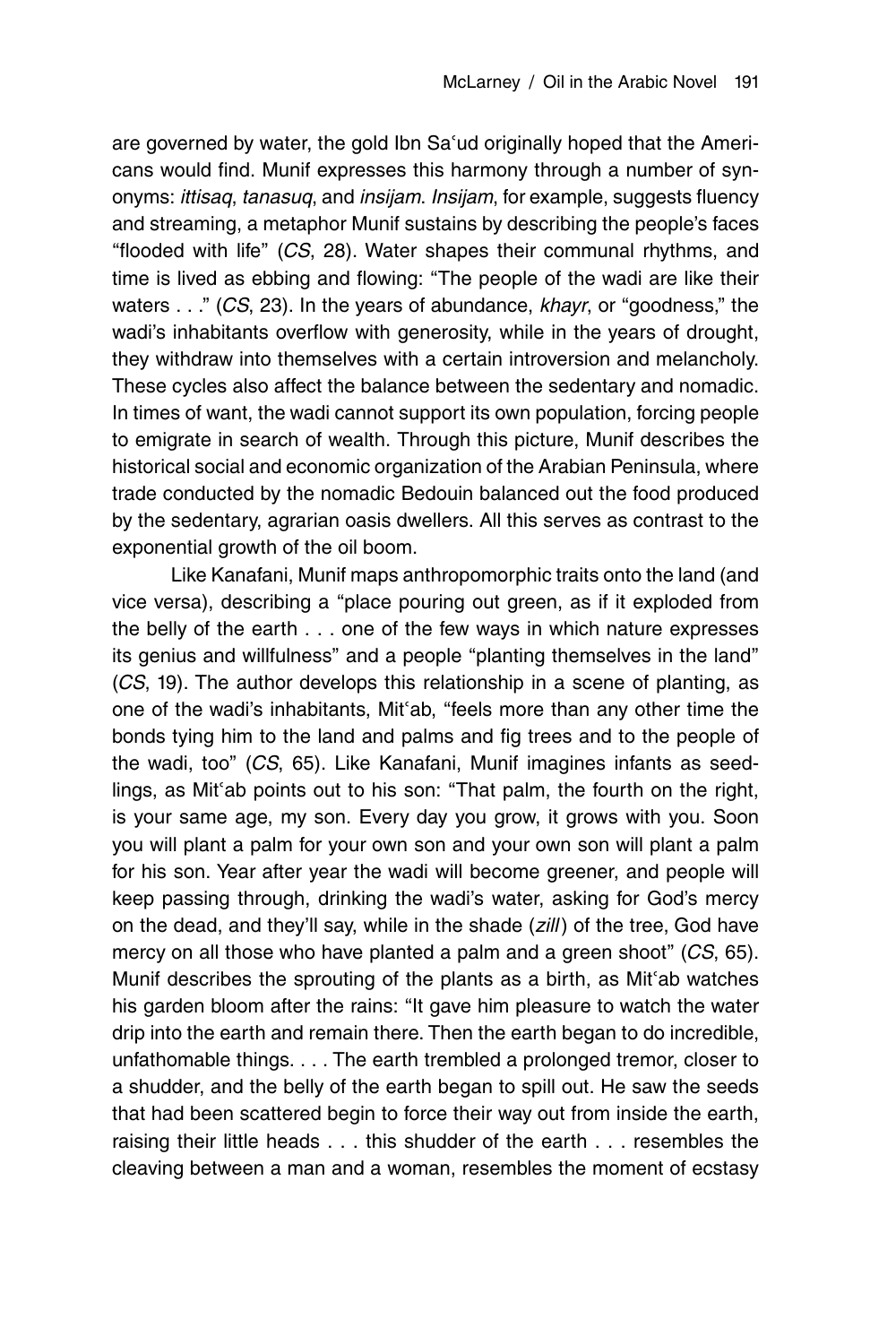are governed by water, the gold Ibn Saʿud originally hoped that the Americans would find. Munif expresses this harmony through a number of synonyms: *ittisaq*, *tanasuq*, and *insijam*. *Insijam*, for example, suggests fluency and streaming, a metaphor Munif sustains by describing the people's faces "flooded with life" (*CS*, 28). Water shapes their communal rhythms, and time is lived as ebbing and flowing: "The people of the wadi are like their waters . . ." (*CS*, 23). In the years of abundance, *khayr*, or "goodness," the wadi's inhabitants overflow with generosity, while in the years of drought, they withdraw into themselves with a certain introversion and melancholy. These cycles also affect the balance between the sedentary and nomadic. In times of want, the wadi cannot support its own population, forcing people to emigrate in search of wealth. Through this picture, Munif describes the historical social and economic organization of the Arabian Peninsula, where trade conducted by the nomadic Bedouin balanced out the food produced by the sedentary, agrarian oasis dwellers. All this serves as contrast to the exponential growth of the oil boom.

Like Kanafani, Munif maps anthropomorphic traits onto the land (and vice versa), describing a "place pouring out green, as if it exploded from the belly of the earth . . . one of the few ways in which nature expresses its genius and willfulness" and a people "planting themselves in the land" (*CS*, 19). The author develops this relationship in a scene of planting, as one of the wadi's inhabitants, Mitʿab, "feels more than any other time the bonds tying him to the land and palms and fig trees and to the people of the wadi, too" (*CS*, 65). Like Kanafani, Munif imagines infants as seedlings, as Mitʿab points out to his son: "That palm, the fourth on the right, is your same age, my son. Every day you grow, it grows with you. Soon you will plant a palm for your own son and your own son will plant a palm for his son. Year after year the wadi will become greener, and people will keep passing through, drinking the wadi's water, asking for God's mercy on the dead, and they'll say, while in the shade (*zill*) of the tree, God have mercy on all those who have planted a palm and a green shoot" (*CS*, 65). Munif describes the sprouting of the plants as a birth, as Mitʿab watches his garden bloom after the rains: "It gave him pleasure to watch the water drip into the earth and remain there. Then the earth began to do incredible, unfathomable things. . . . The earth trembled a prolonged tremor, closer to a shudder, and the belly of the earth began to spill out. He saw the seeds that had been scattered begin to force their way out from inside the earth, raising their little heads . . . this shudder of the earth . . . resembles the cleaving between a man and a woman, resembles the moment of ecstasy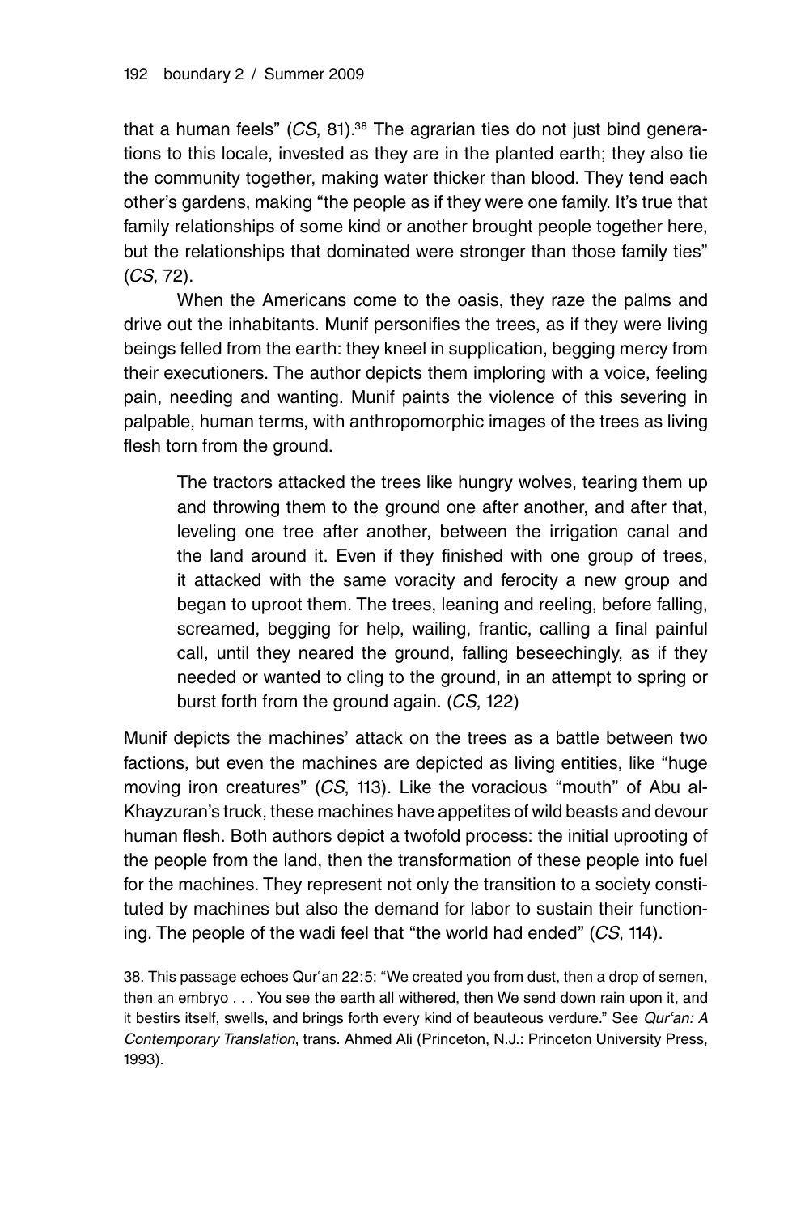that a human feels" (*CS*, 81).[38] The agrarian ties do not just bind generations to this locale, invested as they are in the planted earth; they also tie the community together, making water thicker than blood. They tend each other's gardens, making "the people as if they were one family. It's true that family relationships of some kind or another brought people together here, but the relationships that dominated were stronger than those family ties" (*CS*, 72).

When the Americans come to the oasis, they raze the palms and drive out the inhabitants. Munif personifies the trees, as if they were living beings felled from the earth: they kneel in supplication, begging mercy from their executioners. The author depicts them imploring with a voice, feeling pain, needing and wanting. Munif paints the violence of this severing in palpable, human terms, with anthropomorphic images of the trees as living flesh torn from the ground.

> The tractors attacked the trees like hungry wolves, tearing them up and throwing them to the ground one after another, and after that, leveling one tree after another, between the irrigation canal and the land around it. Even if they finished with one group of trees, it attacked with the same voracity and ferocity a new group and began to uproot them. The trees, leaning and reeling, before falling, screamed, begging for help, wailing, frantic, calling a final painful call, until they neared the ground, falling beseechingly, as if they needed or wanted to cling to the ground, in an attempt to spring or burst forth from the ground again. (*CS*, 122)

Munif depicts the machines' attack on the trees as a battle between two factions, but even the machines are depicted as living entities, like "huge moving iron creatures" (*CS*, 113). Like the voracious "mouth" of Abu al-Khayzuran's truck, these machines have appetites of wild beasts and devour human flesh. Both authors depict a twofold process: the initial uprooting of the people from the land, then the transformation of these people into fuel for the machines. They represent not only the transition to a society constituted by machines but also the demand for labor to sustain their functioning. The people of the wadi feel that "the world had ended" (*CS*, 114).

38. This passage echoes Qur'an 22:5: "We created you from dust, then a drop of semen, then an embryo . . . You see the earth all withered, then We send down rain upon it, and it bestirs itself, swells, and brings forth every kind of beauteous verdure." See *Qur'an: A Contemporary Translation*, trans. Ahmed Ali (Princeton, N.J.: Princeton University Press, 1993).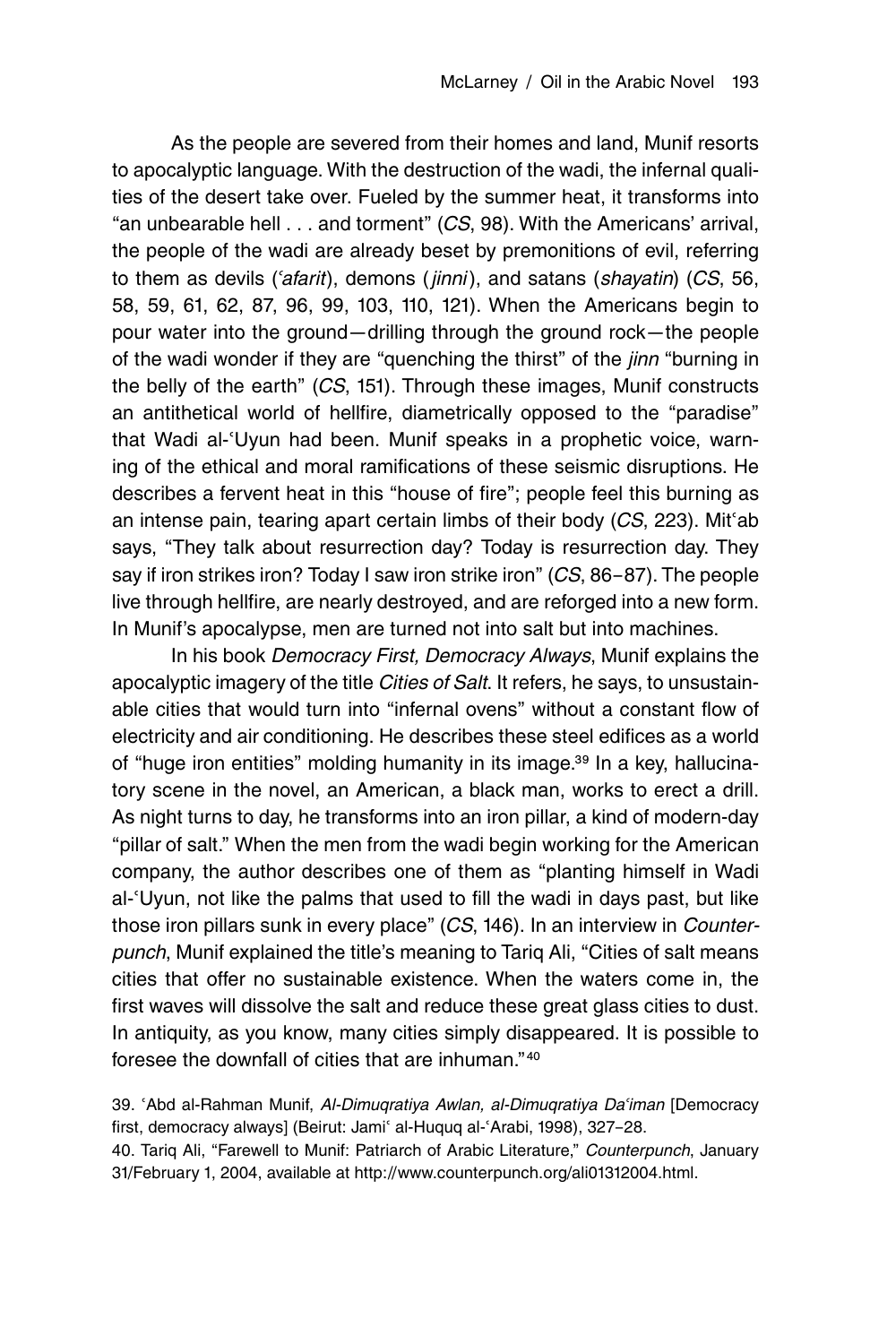As the people are severed from their homes and land, Munif resorts to apocalyptic language. With the destruction of the wadi, the infernal qualities of the desert take over. Fueled by the summer heat, it transforms into "an unbearable hell . . . and torment" (*CS*, 98). With the Americans' arrival, the people of the wadi are already beset by premonitions of evil, referring to them as devils (*ʿafarit*), demons (*jinni*), and satans (*shayatin*) (*CS*, 56, 58, 59, 61, 62, 87, 96, 99, 103, 110, 121). When the Americans begin to pour water into the ground—drilling through the ground rock—the people of the wadi wonder if they are "quenching the thirst" of the *jinn* "burning in the belly of the earth" (*CS*, 151). Through these images, Munif constructs an antithetical world of hellfire, diametrically opposed to the "paradise" that Wadi al-ʿUyun had been. Munif speaks in a prophetic voice, warning of the ethical and moral ramifications of these seismic disruptions. He describes a fervent heat in this "house of fire"; people feel this burning as an intense pain, tearing apart certain limbs of their body (*CS*, 223). Mitʿab says, "They talk about resurrection day? Today is resurrection day. They say if iron strikes iron? Today I saw iron strike iron" (*CS*, 86–87). The people live through hellfire, are nearly destroyed, and are reforged into a new form. In Munif's apocalypse, men are turned not into salt but into machines.

In his book *Democracy First, Democracy Always*, Munif explains the apocalyptic imagery of the title *Cities of Salt*. It refers, he says, to unsustainable cities that would turn into "infernal ovens" without a constant flow of electricity and air conditioning. He describes these steel edifices as a world of "huge iron entities" molding humanity in its image.[39] In a key, hallucinatory scene in the novel, an American, a black man, works to erect a drill. As night turns to day, he transforms into an iron pillar, a kind of modern-day "pillar of salt." When the men from the wadi begin working for the American company, the author describes one of them as "planting himself in Wadi al-ʿUyun, not like the palms that used to fill the wadi in days past, but like those iron pillars sunk in every place" (*CS*, 146). In an interview in *Counterpunch*, Munif explained the title's meaning to Tariq Ali, "Cities of salt means cities that offer no sustainable existence. When the waters come in, the first waves will dissolve the salt and reduce these great glass cities to dust. In antiquity, as you know, many cities simply disappeared. It is possible to foresee the downfall of cities that are inhuman."[40]

39. ʿAbd al-Rahman Munif, *Al-Dimuqratiya Awlan, al-Dimuqratiya Daʿiman* [Democracy first, democracy always] (Beirut: Jamiʿ al-Huquq al-ʿArabi, 1998), 327–28.

40. Tariq Ali, "Farewell to Munif: Patriarch of Arabic Literature," *Counterpunch*, January 31/February 1, 2004, available at http://www.counterpunch.org/ali01312004.html.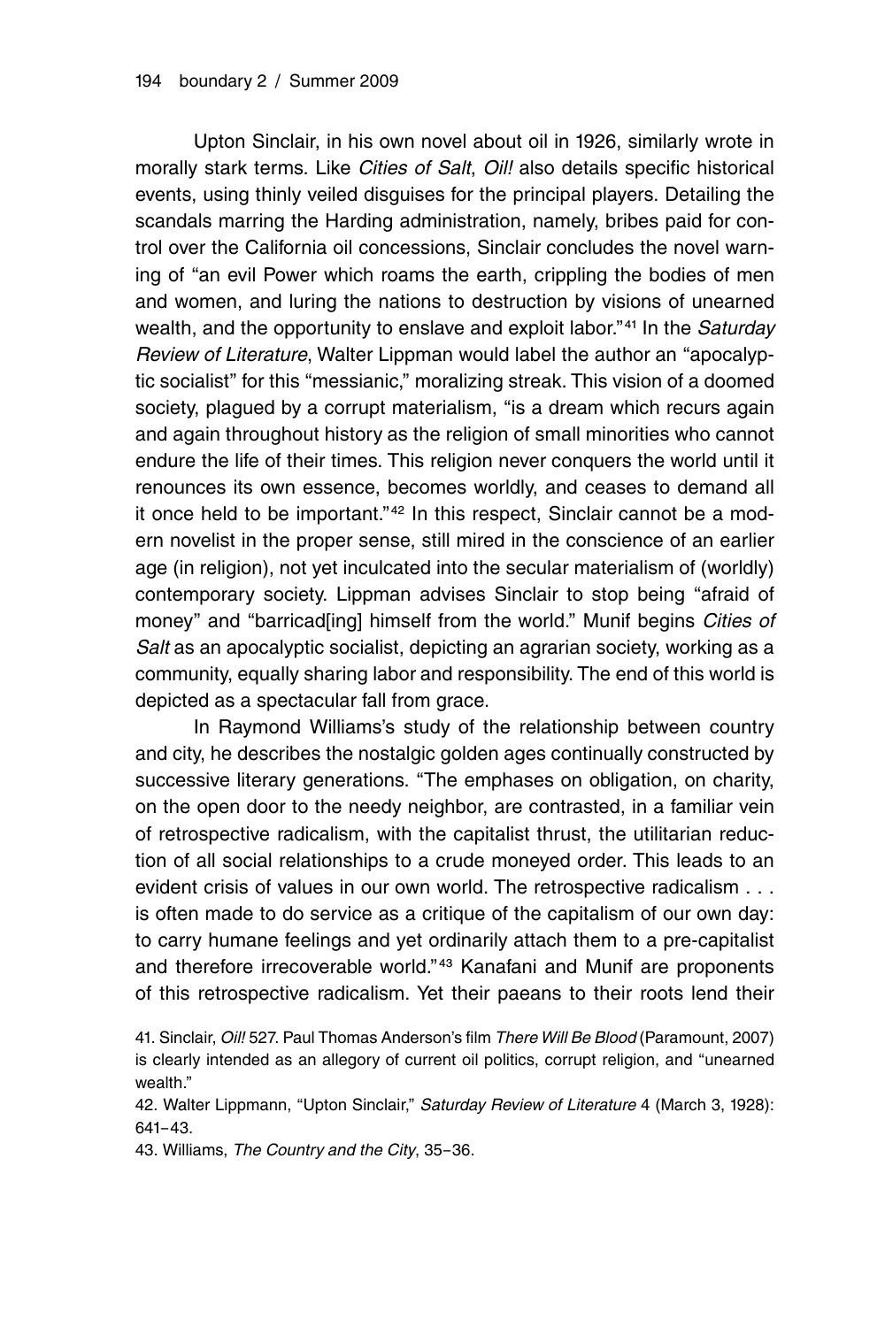Upton Sinclair, in his own novel about oil in 1926, similarly wrote in morally stark terms. Like *Cities of Salt*, *Oil!* also details specific historical events, using thinly veiled disguises for the principal players. Detailing the scandals marring the Harding administration, namely, bribes paid for control over the California oil concessions, Sinclair concludes the novel warning of "an evil Power which roams the earth, crippling the bodies of men and women, and luring the nations to destruction by visions of unearned wealth, and the opportunity to enslave and exploit labor."[41] In the *Saturday Review of Literature*, Walter Lippman would label the author an "apocalyptic socialist" for this "messianic," moralizing streak. This vision of a doomed society, plagued by a corrupt materialism, "is a dream which recurs again and again throughout history as the religion of small minorities who cannot endure the life of their times. This religion never conquers the world until it renounces its own essence, becomes worldly, and ceases to demand all it once held to be important."[42] In this respect, Sinclair cannot be a modern novelist in the proper sense, still mired in the conscience of an earlier age (in religion), not yet inculcated into the secular materialism of (worldly) contemporary society. Lippman advises Sinclair to stop being "afraid of money" and "barricad[ing] himself from the world." Munif begins *Cities of Salt* as an apocalyptic socialist, depicting an agrarian society, working as a community, equally sharing labor and responsibility. The end of this world is depicted as a spectacular fall from grace.

In Raymond Williams's study of the relationship between country and city, he describes the nostalgic golden ages continually constructed by successive literary generations. "The emphases on obligation, on charity, on the open door to the needy neighbor, are contrasted, in a familiar vein of retrospective radicalism, with the capitalist thrust, the utilitarian reduction of all social relationships to a crude moneyed order. This leads to an evident crisis of values in our own world. The retrospective radicalism . . . is often made to do service as a critique of the capitalism of our own day: to carry humane feelings and yet ordinarily attach them to a pre-capitalist and therefore irrecoverable world."[43] Kanafani and Munif are proponents of this retrospective radicalism. Yet their paeans to their roots lend their

41. Sinclair, *Oil!* 527. Paul Thomas Anderson's film *There Will Be Blood* (Paramount, 2007) is clearly intended as an allegory of current oil politics, corrupt religion, and "unearned wealth."

42. Walter Lippmann, "Upton Sinclair," *Saturday Review of Literature* 4 (March 3, 1928): 641–43.

43. Williams, *The Country and the City*, 35–36.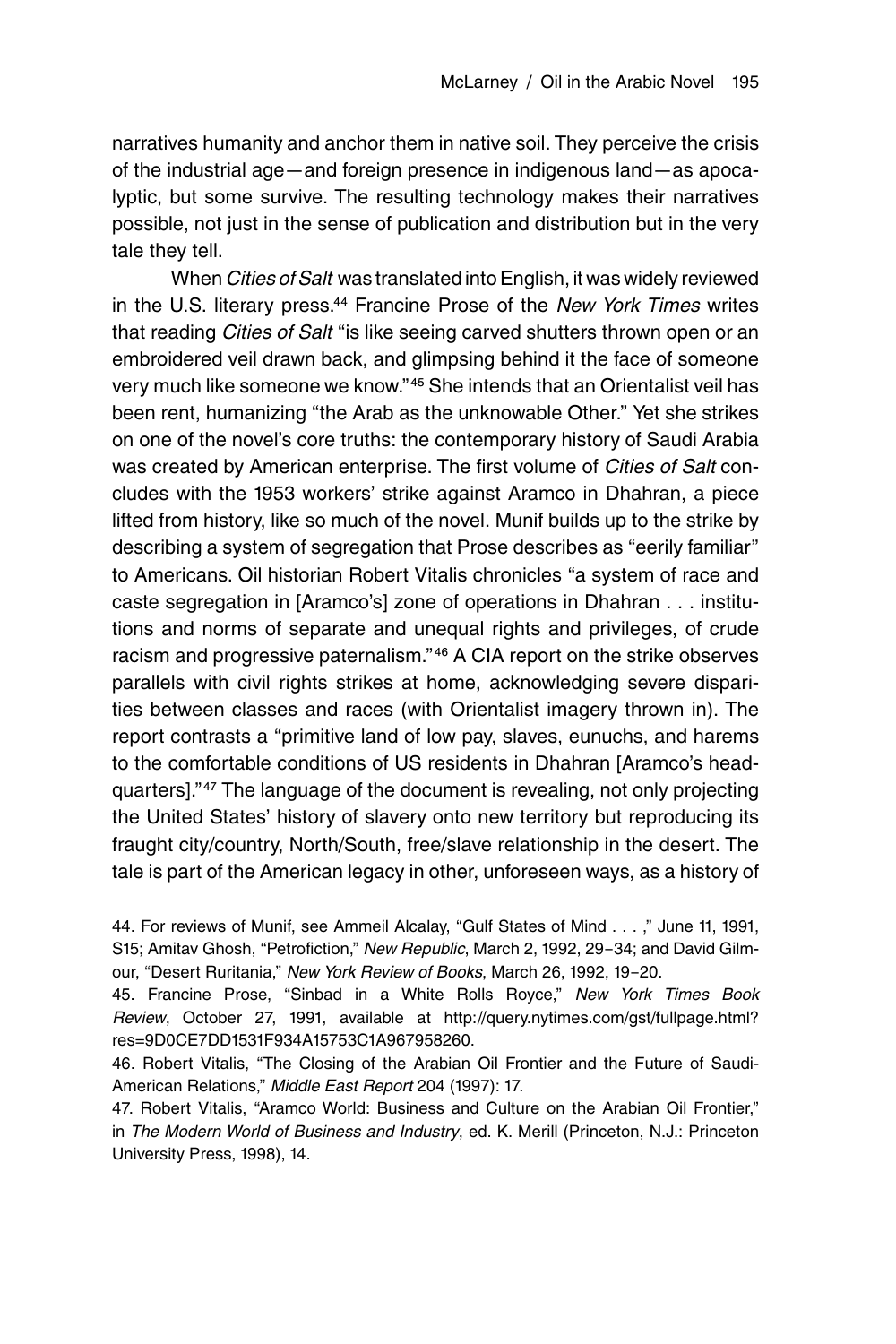narratives humanity and anchor them in native soil. They perceive the crisis of the industrial age—and foreign presence in indigenous land—as apocalyptic, but some survive. The resulting technology makes their narratives possible, not just in the sense of publication and distribution but in the very tale they tell.

When *Cities of Salt* was translated into English, it was widely reviewed in the U.S. literary press.[44] Francine Prose of the *New York Times* writes that reading *Cities of Salt* "is like seeing carved shutters thrown open or an embroidered veil drawn back, and glimpsing behind it the face of someone very much like someone we know."[45] She intends that an Orientalist veil has been rent, humanizing "the Arab as the unknowable Other." Yet she strikes on one of the novel's core truths: the contemporary history of Saudi Arabia was created by American enterprise. The first volume of *Cities of Salt* concludes with the 1953 workers' strike against Aramco in Dhahran, a piece lifted from history, like so much of the novel. Munif builds up to the strike by describing a system of segregation that Prose describes as "eerily familiar" to Americans. Oil historian Robert Vitalis chronicles "a system of race and caste segregation in [Aramco's] zone of operations in Dhahran . . . institutions and norms of separate and unequal rights and privileges, of crude racism and progressive paternalism."[46] A CIA report on the strike observes parallels with civil rights strikes at home, acknowledging severe disparities between classes and races (with Orientalist imagery thrown in). The report contrasts a "primitive land of low pay, slaves, eunuchs, and harems to the comfortable conditions of US residents in Dhahran [Aramco's headquarters]."[47] The language of the document is revealing, not only projecting the United States' history of slavery onto new territory but reproducing its fraught city/country, North/South, free/slave relationship in the desert. The tale is part of the American legacy in other, unforeseen ways, as a history of

44. For reviews of Munif, see Ammeil Alcalay, "Gulf States of Mind . . . ," June 11, 1991, S15; Amitav Ghosh, "Petrofiction," *New Republic*, March 2, 1992, 29–34; and David Gilmour, "Desert Ruritania," *New York Review of Books*, March 26, 1992, 19–20.

45. Francine Prose, "Sinbad in a White Rolls Royce," *New York Times Book Review*, October 27, 1991, available at http://query.nytimes.com/gst/fullpage.html?res=9D0CE7DD1531F934A15753C1A967958260.

46. Robert Vitalis, "The Closing of the Arabian Oil Frontier and the Future of Saudi-American Relations," *Middle East Report* 204 (1997): 17.

47. Robert Vitalis, "Aramco World: Business and Culture on the Arabian Oil Frontier," in *The Modern World of Business and Industry*, ed. K. Merill (Princeton, N.J.: Princeton University Press, 1998), 14.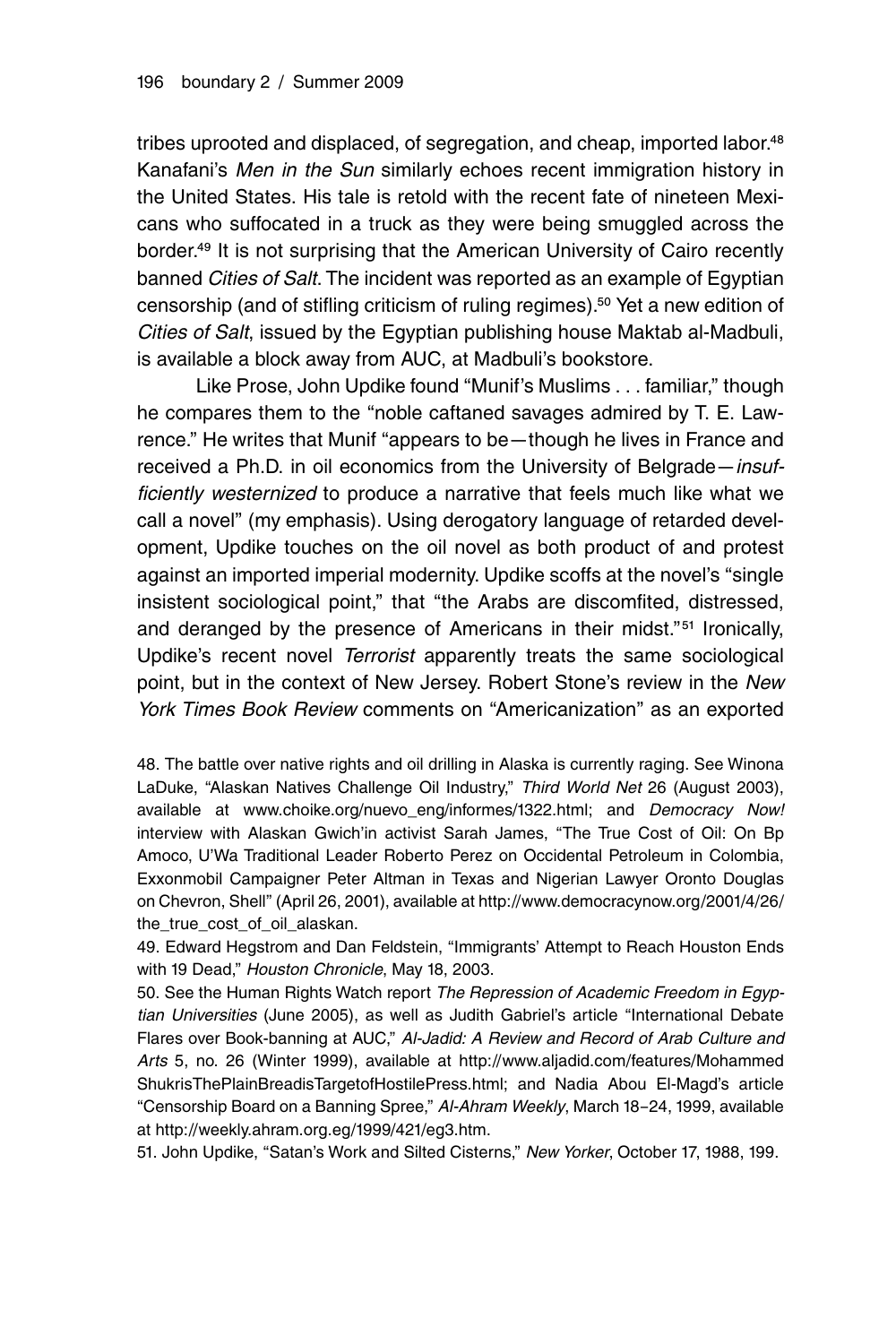tribes uprooted and displaced, of segregation, and cheap, imported labor.[48] Kanafani's *Men in the Sun* similarly echoes recent immigration history in the United States. His tale is retold with the recent fate of nineteen Mexicans who suffocated in a truck as they were being smuggled across the border.[49] It is not surprising that the American University of Cairo recently banned *Cities of Salt*. The incident was reported as an example of Egyptian censorship (and of stifling criticism of ruling regimes).[50] Yet a new edition of *Cities of Salt*, issued by the Egyptian publishing house Maktab al-Madbuli, is available a block away from AUC, at Madbuli's bookstore.

Like Prose, John Updike found "Munif's Muslims . . . familiar," though he compares them to the "noble caftaned savages admired by T. E. Lawrence." He writes that Munif "appears to be—though he lives in France and received a Ph.D. in oil economics from the University of Belgrade—*insufficiently westernized* to produce a narrative that feels much like what we call a novel" (my emphasis). Using derogatory language of retarded development, Updike touches on the oil novel as both product of and protest against an imported imperial modernity. Updike scoffs at the novel's "single insistent sociological point," that "the Arabs are discomfited, distressed, and deranged by the presence of Americans in their midst."[51] Ironically, Updike's recent novel *Terrorist* apparently treats the same sociological point, but in the context of New Jersey. Robert Stone's review in the *New York Times Book Review* comments on "Americanization" as an exported

48. The battle over native rights and oil drilling in Alaska is currently raging. See Winona LaDuke, "Alaskan Natives Challenge Oil Industry," *Third World Net* 26 (August 2003), available at www.choike.org/nuevo_eng/informes/1322.html; and *Democracy Now!* interview with Alaskan Gwich'in activist Sarah James, "The True Cost of Oil: On Bp Amoco, U'Wa Traditional Leader Roberto Perez on Occidental Petroleum in Colombia, Exxonmobil Campaigner Peter Altman in Texas and Nigerian Lawyer Oronto Douglas on Chevron, Shell" (April 26, 2001), available at http://www.democracynow.org/2001/4/26/the_true_cost_of_oil_alaskan.

49. Edward Hegstrom and Dan Feldstein, "Immigrants' Attempt to Reach Houston Ends with 19 Dead," *Houston Chronicle*, May 18, 2003.

50. See the Human Rights Watch report *The Repression of Academic Freedom in Egyptian Universities* (June 2005), as well as Judith Gabriel's article "International Debate Flares over Book-banning at AUC," *Al-Jadid: A Review and Record of Arab Culture and Arts* 5, no. 26 (Winter 1999), available at http://www.aljadid.com/features/MohammedShukrisThePlainBreadisTargetofHostilePress.html; and Nadia Abou El-Magd's article "Censorship Board on a Banning Spree," *Al-Ahram Weekly*, March 18–24, 1999, available at http://weekly.ahram.org.eg/1999/421/eg3.htm.

51. John Updike, "Satan's Work and Silted Cisterns," *New Yorker*, October 17, 1988, 199.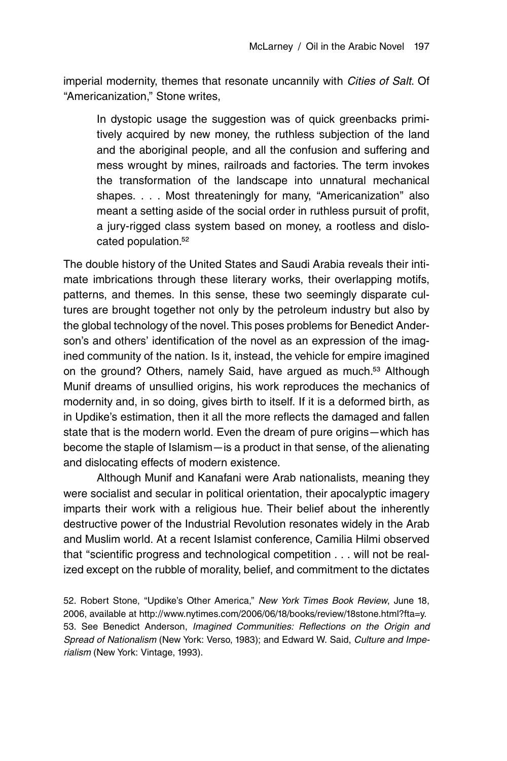imperial modernity, themes that resonate uncannily with *Cities of Salt*. Of "Americanization," Stone writes,

> In dystopic usage the suggestion was of quick greenbacks primitively acquired by new money, the ruthless subjection of the land and the aboriginal people, and all the confusion and suffering and mess wrought by mines, railroads and factories. The term invokes the transformation of the landscape into unnatural mechanical shapes. . . . Most threateningly for many, "Americanization" also meant a setting aside of the social order in ruthless pursuit of profit, a jury-rigged class system based on money, a rootless and dislocated population.[52]

The double history of the United States and Saudi Arabia reveals their intimate imbrications through these literary works, their overlapping motifs, patterns, and themes. In this sense, these two seemingly disparate cultures are brought together not only by the petroleum industry but also by the global technology of the novel. This poses problems for Benedict Anderson's and others' identification of the novel as an expression of the imagined community of the nation. Is it, instead, the vehicle for empire imagined on the ground? Others, namely Said, have argued as much.[53] Although Munif dreams of unsullied origins, his work reproduces the mechanics of modernity and, in so doing, gives birth to itself. If it is a deformed birth, as in Updike's estimation, then it all the more reflects the damaged and fallen state that is the modern world. Even the dream of pure origins—which has become the staple of Islamism—is a product in that sense, of the alienating and dislocating effects of modern existence.

Although Munif and Kanafani were Arab nationalists, meaning they were socialist and secular in political orientation, their apocalyptic imagery imparts their work with a religious hue. Their belief about the inherently destructive power of the Industrial Revolution resonates widely in the Arab and Muslim world. At a recent Islamist conference, Camilia Hilmi observed that "scientific progress and technological competition . . . will not be realized except on the rubble of morality, belief, and commitment to the dictates

52. Robert Stone, "Updike's Other America," *New York Times Book Review*, June 18, 2006, available at http://www.nytimes.com/2006/06/18/books/review/18stone.html?fta=y.

53. See Benedict Anderson, *Imagined Communities: Reflections on the Origin and Spread of Nationalism* (New York: Verso, 1983); and Edward W. Said, *Culture and Imperialism* (New York: Vintage, 1993).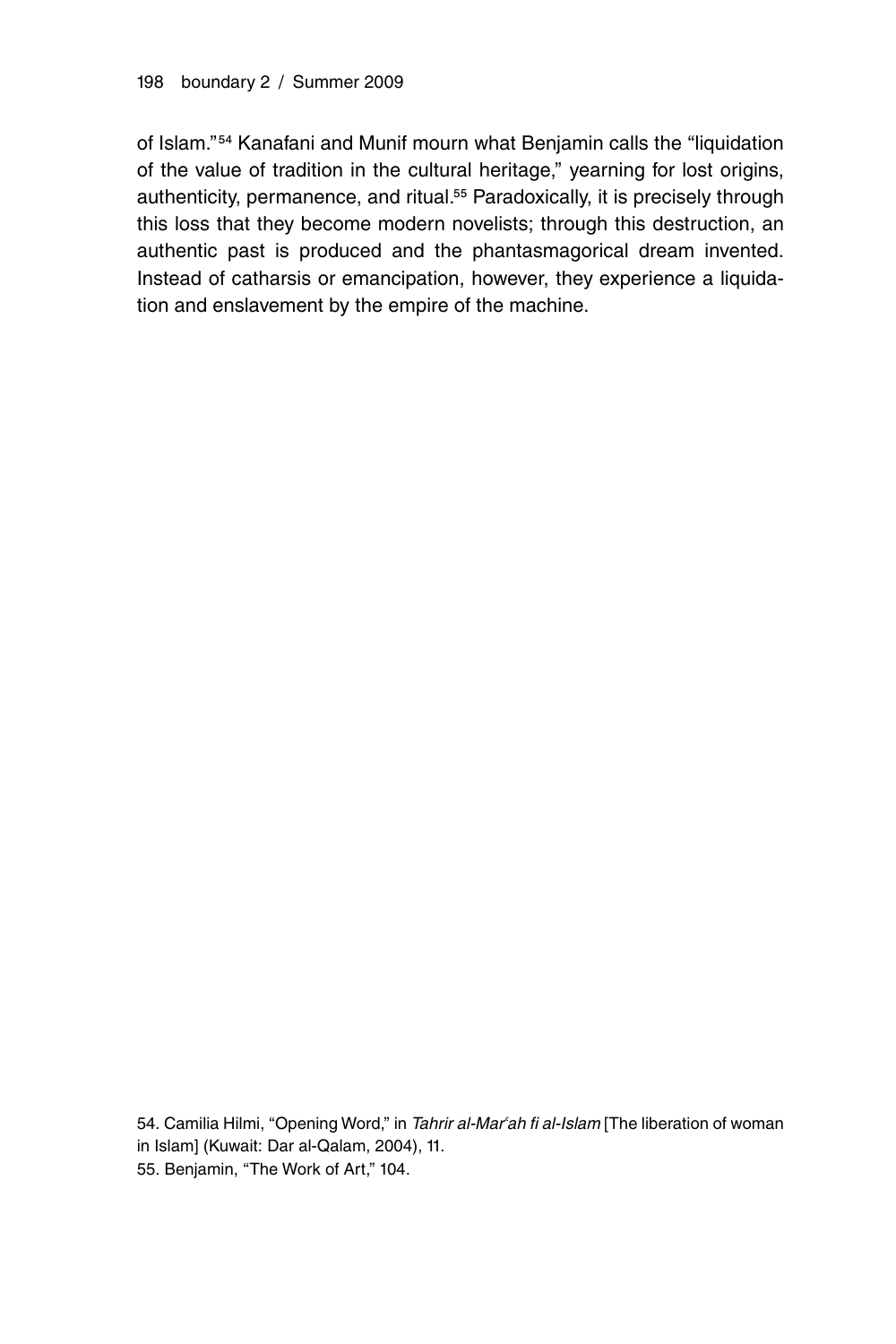of Islam."[54] Kanafani and Munif mourn what Benjamin calls the "liquidation of the value of tradition in the cultural heritage," yearning for lost origins, authenticity, permanence, and ritual.[55] Paradoxically, it is precisely through this loss that they become modern novelists; through this destruction, an authentic past is produced and the phantasmagorical dream invented. Instead of catharsis or emancipation, however, they experience a liquidation and enslavement by the empire of the machine.

54. Camilia Hilmi, "Opening Word," in *Tahrir al-Marʿah fi al-Islam* [The liberation of woman in Islam] (Kuwait: Dar al-Qalam, 2004), 11.
55. Benjamin, "The Work of Art," 104.